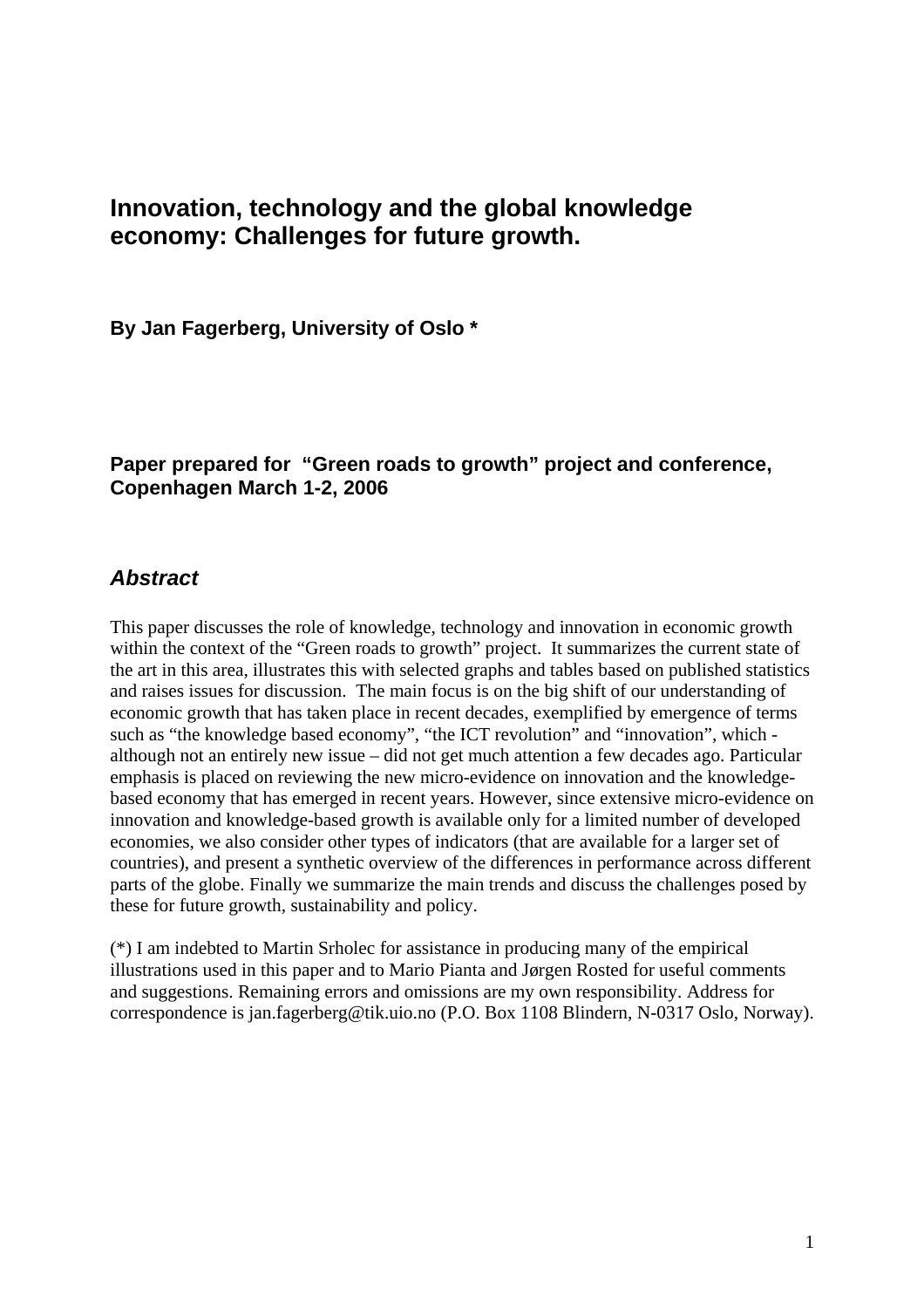# Innovation, technology and the global knowledge economy: Challenges for future growth.

**By Jan Fagerberg, University of Oslo ***

**Paper prepared for "Green roads to growth" project and conference, Copenhagen March 1-2, 2006**

## *Abstract*

This paper discusses the role of knowledge, technology and innovation in economic growth within the context of the "Green roads to growth" project. It summarizes the current state of the art in this area, illustrates this with selected graphs and tables based on published statistics and raises issues for discussion. The main focus is on the big shift of our understanding of economic growth that has taken place in recent decades, exemplified by emergence of terms such as "the knowledge based economy", "the ICT revolution" and "innovation", which - although not an entirely new issue – did not get much attention a few decades ago. Particular emphasis is placed on reviewing the new micro-evidence on innovation and the knowledge-based economy that has emerged in recent years. However, since extensive micro-evidence on innovation and knowledge-based growth is available only for a limited number of developed economies, we also consider other types of indicators (that are available for a larger set of countries), and present a synthetic overview of the differences in performance across different parts of the globe. Finally we summarize the main trends and discuss the challenges posed by these for future growth, sustainability and policy.

(*) I am indebted to Martin Srholec for assistance in producing many of the empirical illustrations used in this paper and to Mario Pianta and Jørgen Rosted for useful comments and suggestions. Remaining errors and omissions are my own responsibility. Address for correspondence is jan.fagerberg@tik.uio.no (P.O. Box 1108 Blindern, N-0317 Oslo, Norway).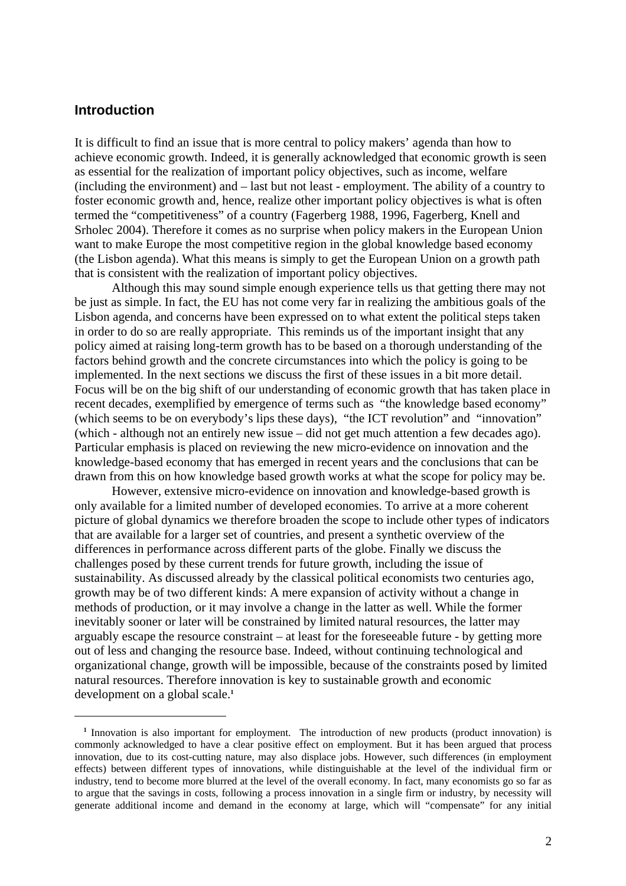## Introduction

It is difficult to find an issue that is more central to policy makers' agenda than how to achieve economic growth. Indeed, it is generally acknowledged that economic growth is seen as essential for the realization of important policy objectives, such as income, welfare (including the environment) and – last but not least - employment. The ability of a country to foster economic growth and, hence, realize other important policy objectives is what is often termed the "competitiveness" of a country (Fagerberg 1988, 1996, Fagerberg, Knell and Srholec 2004). Therefore it comes as no surprise when policy makers in the European Union want to make Europe the most competitive region in the global knowledge based economy (the Lisbon agenda). What this means is simply to get the European Union on a growth path that is consistent with the realization of important policy objectives.

Although this may sound simple enough experience tells us that getting there may not be just as simple. In fact, the EU has not come very far in realizing the ambitious goals of the Lisbon agenda, and concerns have been expressed on to what extent the political steps taken in order to do so are really appropriate. This reminds us of the important insight that any policy aimed at raising long-term growth has to be based on a thorough understanding of the factors behind growth and the concrete circumstances into which the policy is going to be implemented. In the next sections we discuss the first of these issues in a bit more detail. Focus will be on the big shift of our understanding of economic growth that has taken place in recent decades, exemplified by emergence of terms such as "the knowledge based economy" (which seems to be on everybody's lips these days), "the ICT revolution" and "innovation" (which - although not an entirely new issue – did not get much attention a few decades ago). Particular emphasis is placed on reviewing the new micro-evidence on innovation and the knowledge-based economy that has emerged in recent years and the conclusions that can be drawn from this on how knowledge based growth works at what the scope for policy may be.

However, extensive micro-evidence on innovation and knowledge-based growth is only available for a limited number of developed economies. To arrive at a more coherent picture of global dynamics we therefore broaden the scope to include other types of indicators that are available for a larger set of countries, and present a synthetic overview of the differences in performance across different parts of the globe. Finally we discuss the challenges posed by these current trends for future growth, including the issue of sustainability. As discussed already by the classical political economists two centuries ago, growth may be of two different kinds: A mere expansion of activity without a change in methods of production, or it may involve a change in the latter as well. While the former inevitably sooner or later will be constrained by limited natural resources, the latter may arguably escape the resource constraint – at least for the foreseeable future - by getting more out of less and changing the resource base. Indeed, without continuing technological and organizational change, growth will be impossible, because of the constraints posed by limited natural resources. Therefore innovation is key to sustainable growth and economic development on a global scale.[1]

[1] Innovation is also important for employment. The introduction of new products (product innovation) is commonly acknowledged to have a clear positive effect on employment. But it has been argued that process innovation, due to its cost-cutting nature, may also displace jobs. However, such differences (in employment effects) between different types of innovations, while distinguishable at the level of the individual firm or industry, tend to become more blurred at the level of the overall economy. In fact, many economists go so far as to argue that the savings in costs, following a process innovation in a single firm or industry, by necessity will generate additional income and demand in the economy at large, which will "compensate" for any initial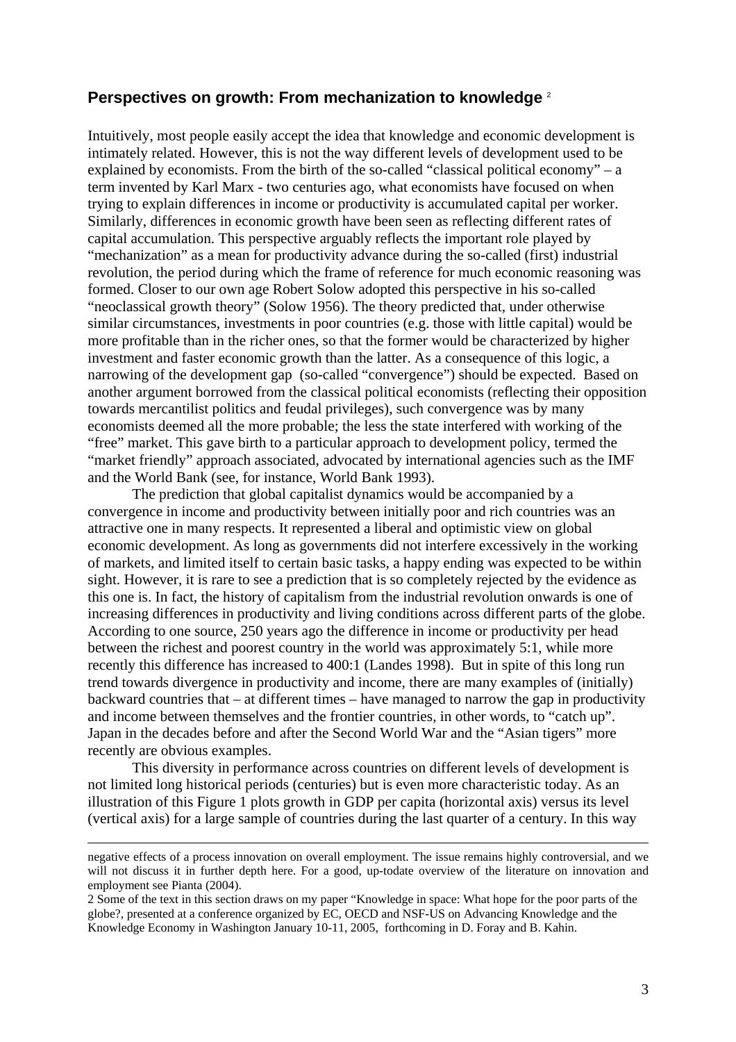## Perspectives on growth: From mechanization to knowledge [2]

Intuitively, most people easily accept the idea that knowledge and economic development is intimately related. However, this is not the way different levels of development used to be explained by economists. From the birth of the so-called "classical political economy" – a term invented by Karl Marx - two centuries ago, what economists have focused on when trying to explain differences in income or productivity is accumulated capital per worker. Similarly, differences in economic growth have been seen as reflecting different rates of capital accumulation. This perspective arguably reflects the important role played by "mechanization" as a mean for productivity advance during the so-called (first) industrial revolution, the period during which the frame of reference for much economic reasoning was formed. Closer to our own age Robert Solow adopted this perspective in his so-called "neoclassical growth theory" (Solow 1956). The theory predicted that, under otherwise similar circumstances, investments in poor countries (e.g. those with little capital) would be more profitable than in the richer ones, so that the former would be characterized by higher investment and faster economic growth than the latter. As a consequence of this logic, a narrowing of the development gap (so-called "convergence") should be expected. Based on another argument borrowed from the classical political economists (reflecting their opposition towards mercantilist politics and feudal privileges), such convergence was by many economists deemed all the more probable; the less the state interfered with working of the "free" market. This gave birth to a particular approach to development policy, termed the "market friendly" approach associated, advocated by international agencies such as the IMF and the World Bank (see, for instance, World Bank 1993).

The prediction that global capitalist dynamics would be accompanied by a convergence in income and productivity between initially poor and rich countries was an attractive one in many respects. It represented a liberal and optimistic view on global economic development. As long as governments did not interfere excessively in the working of markets, and limited itself to certain basic tasks, a happy ending was expected to be within sight. However, it is rare to see a prediction that is so completely rejected by the evidence as this one is. In fact, the history of capitalism from the industrial revolution onwards is one of increasing differences in productivity and living conditions across different parts of the globe. According to one source, 250 years ago the difference in income or productivity per head between the richest and poorest country in the world was approximately 5:1, while more recently this difference has increased to 400:1 (Landes 1998). But in spite of this long run trend towards divergence in productivity and income, there are many examples of (initially) backward countries that – at different times – have managed to narrow the gap in productivity and income between themselves and the frontier countries, in other words, to "catch up". Japan in the decades before and after the Second World War and the "Asian tigers" more recently are obvious examples.

This diversity in performance across countries on different levels of development is not limited long historical periods (centuries) but is even more characteristic today. As an illustration of this Figure 1 plots growth in GDP per capita (horizontal axis) versus its level (vertical axis) for a large sample of countries during the last quarter of a century. In this way

---

negative effects of a process innovation on overall employment. The issue remains highly controversial, and we will not discuss it in further depth here. For a good, up-todate overview of the literature on innovation and employment see Pianta (2004).

2 Some of the text in this section draws on my paper "Knowledge in space: What hope for the poor parts of the globe?, presented at a conference organized by EC, OECD and NSF-US on Advancing Knowledge and the Knowledge Economy in Washington January 10-11, 2005, forthcoming in D. Foray and B. Kahin.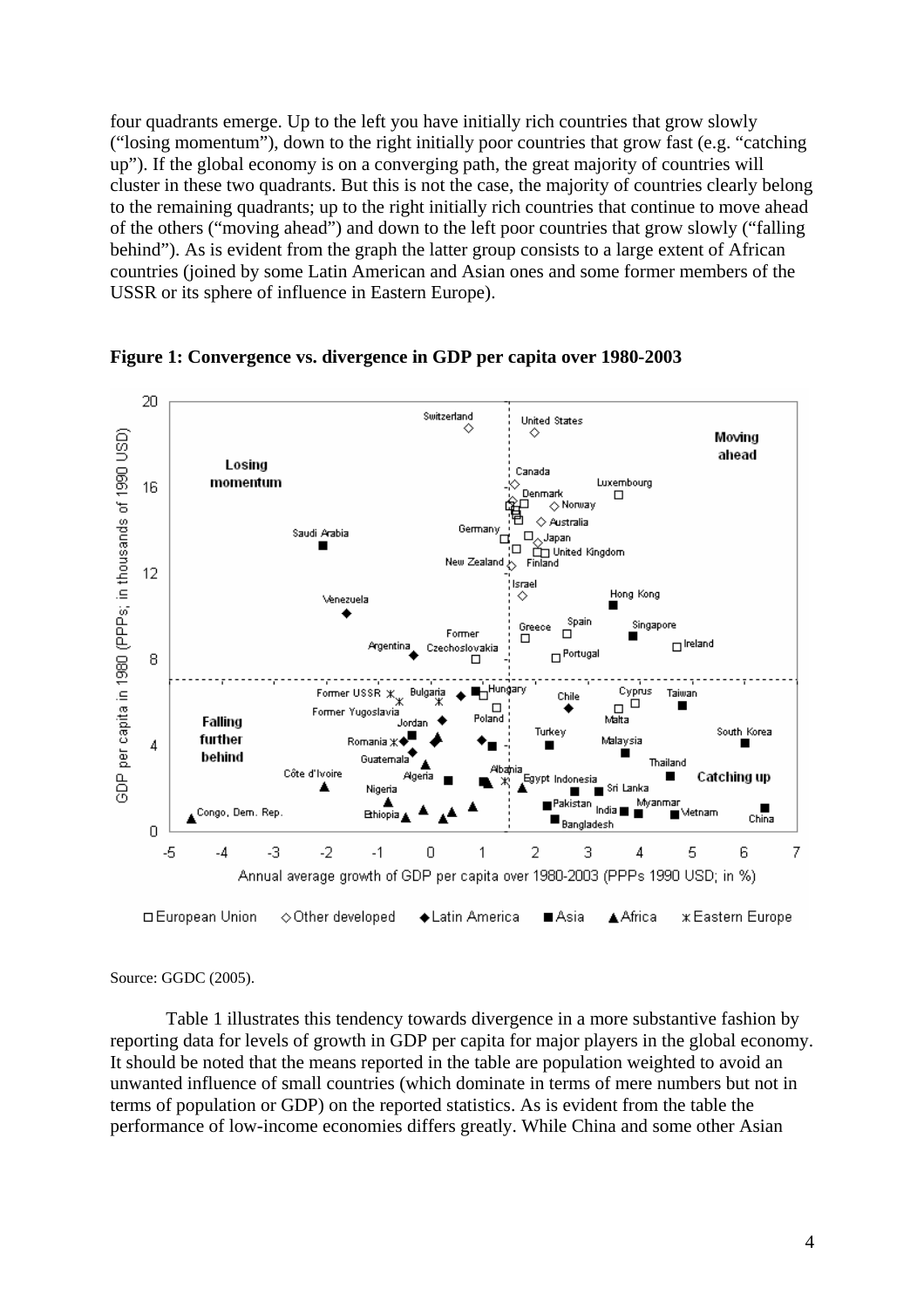four quadrants emerge. Up to the left you have initially rich countries that grow slowly ("losing momentum"), down to the right initially poor countries that grow fast (e.g. "catching up"). If the global economy is on a converging path, the great majority of countries will cluster in these two quadrants. But this is not the case, the majority of countries clearly belong to the remaining quadrants; up to the right initially rich countries that continue to move ahead of the others ("moving ahead") and down to the left poor countries that grow slowly ("falling behind"). As is evident from the graph the latter group consists to a large extent of African countries (joined by some Latin American and Asian ones and some former members of the USSR or its sphere of influence in Eastern Europe).

**Figure 1: Convergence vs. divergence in GDP per capita over 1980-2003**

Source: GGDC (2005).

Table 1 illustrates this tendency towards divergence in a more substantive fashion by reporting data for levels of growth in GDP per capita for major players in the global economy. It should be noted that the means reported in the table are population weighted to avoid an unwanted influence of small countries (which dominate in terms of mere numbers but not in terms of population or GDP) on the reported statistics. As is evident from the table the performance of low-income economies differs greatly. While China and some other Asian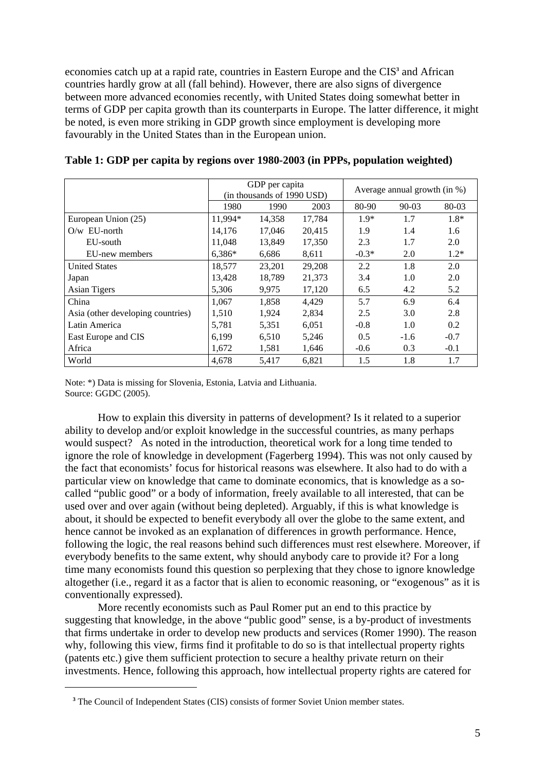economies catch up at a rapid rate, countries in Eastern Europe and the CIS[3] and African countries hardly grow at all (fall behind). However, there are also signs of divergence between more advanced economies recently, with United States doing somewhat better in terms of GDP per capita growth than its counterparts in Europe. The latter difference, it might be noted, is even more striking in GDP growth since employment is developing more favourably in the United States than in the European union.

**Table 1: GDP per capita by regions over 1980-2003 (in PPPs, population weighted)**

| | GDP per capita (in thousands of 1990 USD) | | | Average annual growth (in %) | | |
|---|---|---|---|---|---|---|
| | 1980 | 1990 | 2003 | 80-90 | 90-03 | 80-03 |
| European Union (25) | 11,994* | 14,358 | 17,784 | 1.9* | 1.7 | 1.8* |
| O/w EU-north | 14,176 | 17,046 | 20,415 | 1.9 | 1.4 | 1.6 |
| EU-south | 11,048 | 13,849 | 17,350 | 2.3 | 1.7 | 2.0 |
| EU-new members | 6,386* | 6,686 | 8,611 | -0.3* | 2.0 | 1.2* |
| United States | 18,577 | 23,201 | 29,208 | 2.2 | 1.8 | 2.0 |
| Japan | 13,428 | 18,789 | 21,373 | 3.4 | 1.0 | 2.0 |
| Asian Tigers | 5,306 | 9,975 | 17,120 | 6.5 | 4.2 | 5.2 |
| China | 1,067 | 1,858 | 4,429 | 5.7 | 6.9 | 6.4 |
| Asia (other developing countries) | 1,510 | 1,924 | 2,834 | 2.5 | 3.0 | 2.8 |
| Latin America | 5,781 | 5,351 | 6,051 | -0.8 | 1.0 | 0.2 |
| East Europe and CIS | 6,199 | 6,510 | 5,246 | 0.5 | -1.6 | -0.7 |
| Africa | 1,672 | 1,581 | 1,646 | -0.6 | 0.3 | -0.1 |
| World | 4,678 | 5,417 | 6,821 | 1.5 | 1.8 | 1.7 |

Note: *) Data is missing for Slovenia, Estonia, Latvia and Lithuania.
Source: GGDC (2005).

How to explain this diversity in patterns of development? Is it related to a superior ability to develop and/or exploit knowledge in the successful countries, as many perhaps would suspect? As noted in the introduction, theoretical work for a long time tended to ignore the role of knowledge in development (Fagerberg 1994). This was not only caused by the fact that economists' focus for historical reasons was elsewhere. It also had to do with a particular view on knowledge that came to dominate economics, that is knowledge as a so-called "public good" or a body of information, freely available to all interested, that can be used over and over again (without being depleted). Arguably, if this is what knowledge is about, it should be expected to benefit everybody all over the globe to the same extent, and hence cannot be invoked as an explanation of differences in growth performance. Hence, following the logic, the real reasons behind such differences must rest elsewhere. Moreover, if everybody benefits to the same extent, why should anybody care to provide it? For a long time many economists found this question so perplexing that they chose to ignore knowledge altogether (i.e., regard it as a factor that is alien to economic reasoning, or "exogenous" as it is conventionally expressed).

More recently economists such as Paul Romer put an end to this practice by suggesting that knowledge, in the above "public good" sense, is a by-product of investments that firms undertake in order to develop new products and services (Romer 1990). The reason why, following this view, firms find it profitable to do so is that intellectual property rights (patents etc.) give them sufficient protection to secure a healthy private return on their investments. Hence, following this approach, how intellectual property rights are catered for

[3] The Council of Independent States (CIS) consists of former Soviet Union member states.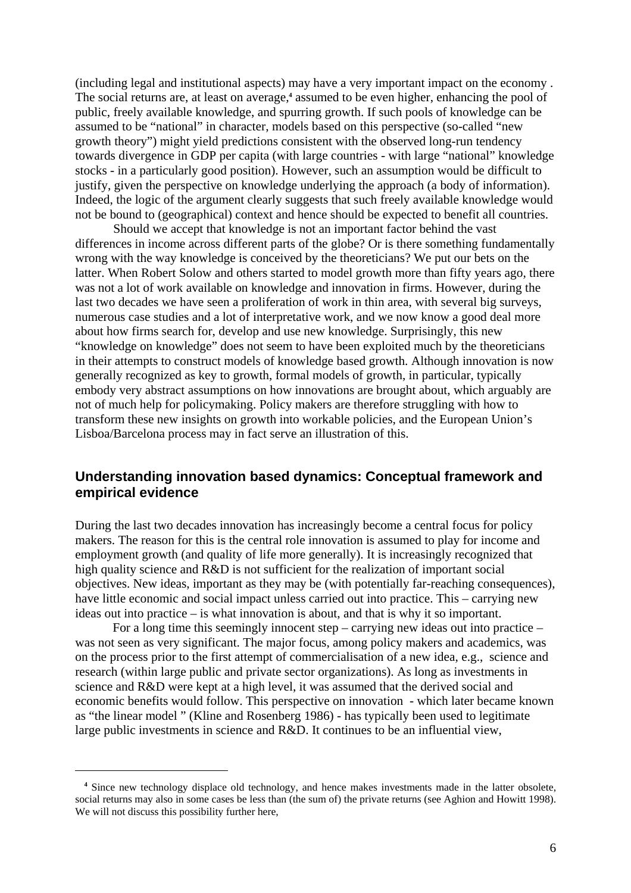(including legal and institutional aspects) may have a very important impact on the economy . The social returns are, at least on average,[4] assumed to be even higher, enhancing the pool of public, freely available knowledge, and spurring growth. If such pools of knowledge can be assumed to be "national" in character, models based on this perspective (so-called "new growth theory") might yield predictions consistent with the observed long-run tendency towards divergence in GDP per capita (with large countries - with large "national" knowledge stocks - in a particularly good position). However, such an assumption would be difficult to justify, given the perspective on knowledge underlying the approach (a body of information). Indeed, the logic of the argument clearly suggests that such freely available knowledge would not be bound to (geographical) context and hence should be expected to benefit all countries.

Should we accept that knowledge is not an important factor behind the vast differences in income across different parts of the globe? Or is there something fundamentally wrong with the way knowledge is conceived by the theoreticians? We put our bets on the latter. When Robert Solow and others started to model growth more than fifty years ago, there was not a lot of work available on knowledge and innovation in firms. However, during the last two decades we have seen a proliferation of work in thin area, with several big surveys, numerous case studies and a lot of interpretative work, and we now know a good deal more about how firms search for, develop and use new knowledge. Surprisingly, this new "knowledge on knowledge" does not seem to have been exploited much by the theoreticians in their attempts to construct models of knowledge based growth. Although innovation is now generally recognized as key to growth, formal models of growth, in particular, typically embody very abstract assumptions on how innovations are brought about, which arguably are not of much help for policymaking. Policy makers are therefore struggling with how to transform these new insights on growth into workable policies, and the European Union's Lisboa/Barcelona process may in fact serve an illustration of this.

## Understanding innovation based dynamics: Conceptual framework and empirical evidence

During the last two decades innovation has increasingly become a central focus for policy makers. The reason for this is the central role innovation is assumed to play for income and employment growth (and quality of life more generally). It is increasingly recognized that high quality science and R&D is not sufficient for the realization of important social objectives. New ideas, important as they may be (with potentially far-reaching consequences), have little economic and social impact unless carried out into practice. This – carrying new ideas out into practice – is what innovation is about, and that is why it so important.

For a long time this seemingly innocent step – carrying new ideas out into practice – was not seen as very significant. The major focus, among policy makers and academics, was on the process prior to the first attempt of commercialisation of a new idea, e.g., science and research (within large public and private sector organizations). As long as investments in science and R&D were kept at a high level, it was assumed that the derived social and economic benefits would follow. This perspective on innovation - which later became known as "the linear model " (Kline and Rosenberg 1986) - has typically been used to legitimate large public investments in science and R&D. It continues to be an influential view,

---

[4] Since new technology displace old technology, and hence makes investments made in the latter obsolete, social returns may also in some cases be less than (the sum of) the private returns (see Aghion and Howitt 1998). We will not discuss this possibility further here,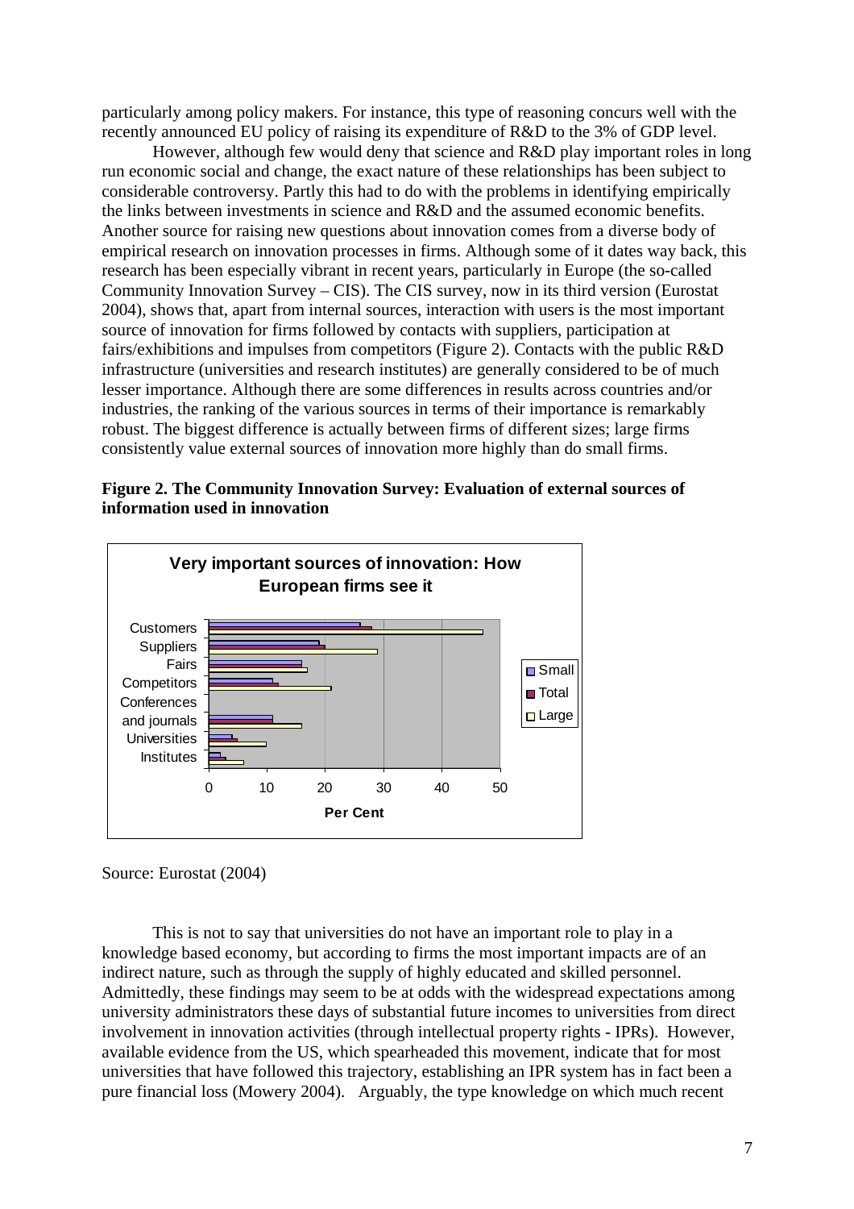particularly among policy makers. For instance, this type of reasoning concurs well with the recently announced EU policy of raising its expenditure of R&D to the 3% of GDP level.

However, although few would deny that science and R&D play important roles in long run economic social and change, the exact nature of these relationships has been subject to considerable controversy. Partly this had to do with the problems in identifying empirically the links between investments in science and R&D and the assumed economic benefits. Another source for raising new questions about innovation comes from a diverse body of empirical research on innovation processes in firms. Although some of it dates way back, this research has been especially vibrant in recent years, particularly in Europe (the so-called Community Innovation Survey – CIS). The CIS survey, now in its third version (Eurostat 2004), shows that, apart from internal sources, interaction with users is the most important source of innovation for firms followed by contacts with suppliers, participation at fairs/exhibitions and impulses from competitors (Figure 2). Contacts with the public R&D infrastructure (universities and research institutes) are generally considered to be of much lesser importance. Although there are some differences in results across countries and/or industries, the ranking of the various sources in terms of their importance is remarkably robust. The biggest difference is actually between firms of different sizes; large firms consistently value external sources of innovation more highly than do small firms.

**Figure 2. The Community Innovation Survey: Evaluation of external sources of information used in innovation**

Source: Eurostat (2004)

This is not to say that universities do not have an important role to play in a knowledge based economy, but according to firms the most important impacts are of an indirect nature, such as through the supply of highly educated and skilled personnel. Admittedly, these findings may seem to be at odds with the widespread expectations among university administrators these days of substantial future incomes to universities from direct involvement in innovation activities (through intellectual property rights - IPRs). However, available evidence from the US, which spearheaded this movement, indicate that for most universities that have followed this trajectory, establishing an IPR system has in fact been a pure financial loss (Mowery 2004). Arguably, the type knowledge on which much recent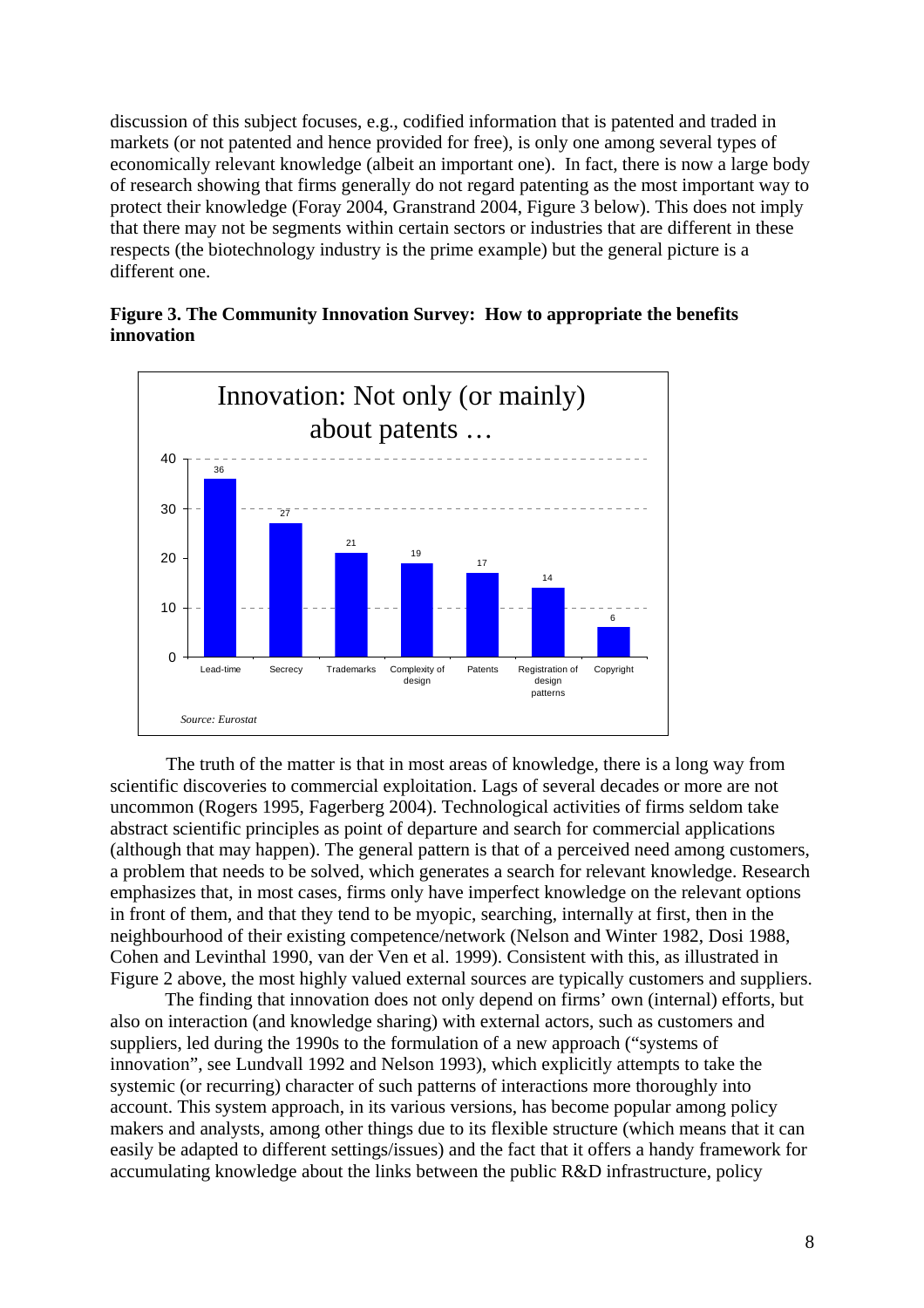discussion of this subject focuses, e.g., codified information that is patented and traded in markets (or not patented and hence provided for free), is only one among several types of economically relevant knowledge (albeit an important one). In fact, there is now a large body of research showing that firms generally do not regard patenting as the most important way to protect their knowledge (Foray 2004, Granstrand 2004, Figure 3 below). This does not imply that there may not be segments within certain sectors or industries that are different in these respects (the biotechnology industry is the prime example) but the general picture is a different one.

**Figure 3. The Community Innovation Survey: How to appropriate the benefits innovation**

Innovation: Not only (or mainly) about patents …

| Lead-time | Secrecy | Trademarks | Complexity of design | Patents | Registration of design patterns | Copyright |
|---|---|---|---|---|---|---|
| 36 | 27 | 21 | 19 | 17 | 14 | 6 |

*Source: Eurostat*

The truth of the matter is that in most areas of knowledge, there is a long way from scientific discoveries to commercial exploitation. Lags of several decades or more are not uncommon (Rogers 1995, Fagerberg 2004). Technological activities of firms seldom take abstract scientific principles as point of departure and search for commercial applications (although that may happen). The general pattern is that of a perceived need among customers, a problem that needs to be solved, which generates a search for relevant knowledge. Research emphasizes that, in most cases, firms only have imperfect knowledge on the relevant options in front of them, and that they tend to be myopic, searching, internally at first, then in the neighbourhood of their existing competence/network (Nelson and Winter 1982, Dosi 1988, Cohen and Levinthal 1990, van der Ven et al. 1999). Consistent with this, as illustrated in Figure 2 above, the most highly valued external sources are typically customers and suppliers.

The finding that innovation does not only depend on firms' own (internal) efforts, but also on interaction (and knowledge sharing) with external actors, such as customers and suppliers, led during the 1990s to the formulation of a new approach ("systems of innovation", see Lundvall 1992 and Nelson 1993), which explicitly attempts to take the systemic (or recurring) character of such patterns of interactions more thoroughly into account. This system approach, in its various versions, has become popular among policy makers and analysts, among other things due to its flexible structure (which means that it can easily be adapted to different settings/issues) and the fact that it offers a handy framework for accumulating knowledge about the links between the public R&D infrastructure, policy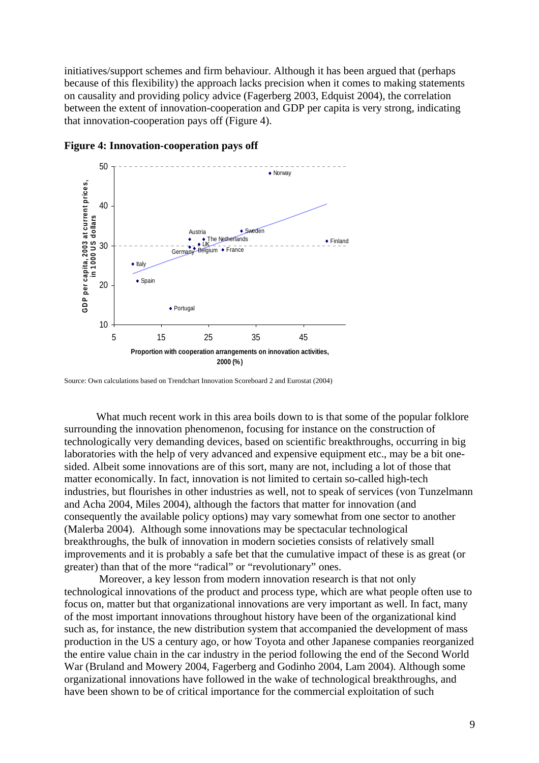initiatives/support schemes and firm behaviour. Although it has been argued that (perhaps because of this flexibility) the approach lacks precision when it comes to making statements on causality and providing policy advice (Fagerberg 2003, Edquist 2004), the correlation between the extent of innovation-cooperation and GDP per capita is very strong, indicating that innovation-cooperation pays off (Figure 4).

**Figure 4: Innovation-cooperation pays off**

Source: Own calculations based on Trendchart Innovation Scoreboard 2 and Eurostat (2004)

What much recent work in this area boils down to is that some of the popular folklore surrounding the innovation phenomenon, focusing for instance on the construction of technologically very demanding devices, based on scientific breakthroughs, occurring in big laboratories with the help of very advanced and expensive equipment etc., may be a bit one-sided. Albeit some innovations are of this sort, many are not, including a lot of those that matter economically. In fact, innovation is not limited to certain so-called high-tech industries, but flourishes in other industries as well, not to speak of services (von Tunzelmann and Acha 2004, Miles 2004), although the factors that matter for innovation (and consequently the available policy options) may vary somewhat from one sector to another (Malerba 2004). Although some innovations may be spectacular technological breakthroughs, the bulk of innovation in modern societies consists of relatively small improvements and it is probably a safe bet that the cumulative impact of these is as great (or greater) than that of the more "radical" or "revolutionary" ones.

Moreover, a key lesson from modern innovation research is that not only technological innovations of the product and process type, which are what people often use to focus on, matter but that organizational innovations are very important as well. In fact, many of the most important innovations throughout history have been of the organizational kind such as, for instance, the new distribution system that accompanied the development of mass production in the US a century ago, or how Toyota and other Japanese companies reorganized the entire value chain in the car industry in the period following the end of the Second World War (Bruland and Mowery 2004, Fagerberg and Godinho 2004, Lam 2004). Although some organizational innovations have followed in the wake of technological breakthroughs, and have been shown to be of critical importance for the commercial exploitation of such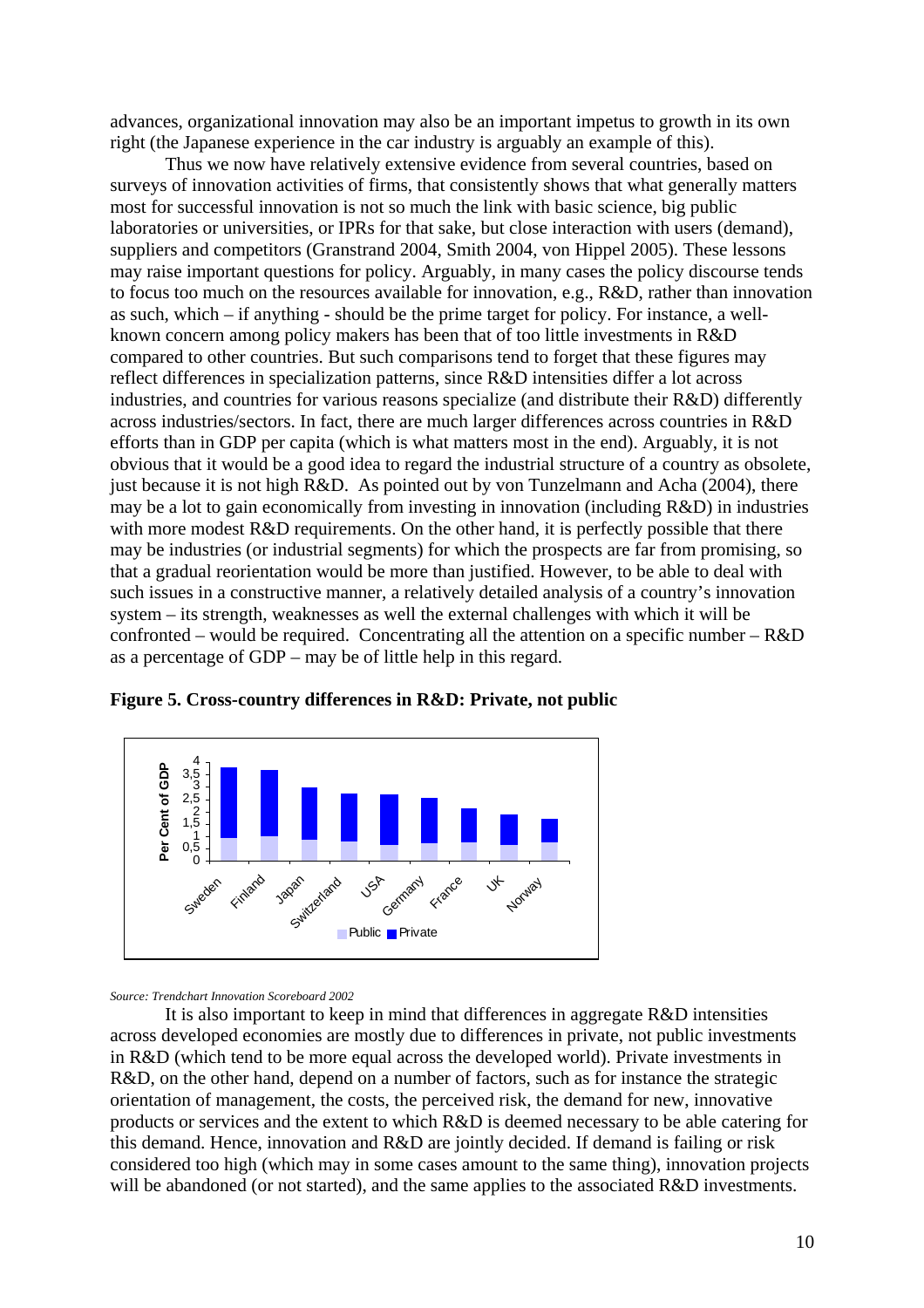advances, organizational innovation may also be an important impetus to growth in its own right (the Japanese experience in the car industry is arguably an example of this).

Thus we now have relatively extensive evidence from several countries, based on surveys of innovation activities of firms, that consistently shows that what generally matters most for successful innovation is not so much the link with basic science, big public laboratories or universities, or IPRs for that sake, but close interaction with users (demand), suppliers and competitors (Granstrand 2004, Smith 2004, von Hippel 2005). These lessons may raise important questions for policy. Arguably, in many cases the policy discourse tends to focus too much on the resources available for innovation, e.g., R&D, rather than innovation as such, which – if anything - should be the prime target for policy. For instance, a well-known concern among policy makers has been that of too little investments in R&D compared to other countries. But such comparisons tend to forget that these figures may reflect differences in specialization patterns, since R&D intensities differ a lot across industries, and countries for various reasons specialize (and distribute their R&D) differently across industries/sectors. In fact, there are much larger differences across countries in R&D efforts than in GDP per capita (which is what matters most in the end). Arguably, it is not obvious that it would be a good idea to regard the industrial structure of a country as obsolete, just because it is not high R&D. As pointed out by von Tunzelmann and Acha (2004), there may be a lot to gain economically from investing in innovation (including R&D) in industries with more modest R&D requirements. On the other hand, it is perfectly possible that there may be industries (or industrial segments) for which the prospects are far from promising, so that a gradual reorientation would be more than justified. However, to be able to deal with such issues in a constructive manner, a relatively detailed analysis of a country's innovation system – its strength, weaknesses as well the external challenges with which it will be confronted – would be required. Concentrating all the attention on a specific number – R&D as a percentage of GDP – may be of little help in this regard.

**Figure 5. Cross-country differences in R&D: Private, not public**

*Source: Trendchart Innovation Scoreboard 2002*

It is also important to keep in mind that differences in aggregate R&D intensities across developed economies are mostly due to differences in private, not public investments in R&D (which tend to be more equal across the developed world). Private investments in R&D, on the other hand, depend on a number of factors, such as for instance the strategic orientation of management, the costs, the perceived risk, the demand for new, innovative products or services and the extent to which R&D is deemed necessary to be able catering for this demand. Hence, innovation and R&D are jointly decided. If demand is failing or risk considered too high (which may in some cases amount to the same thing), innovation projects will be abandoned (or not started), and the same applies to the associated R&D investments.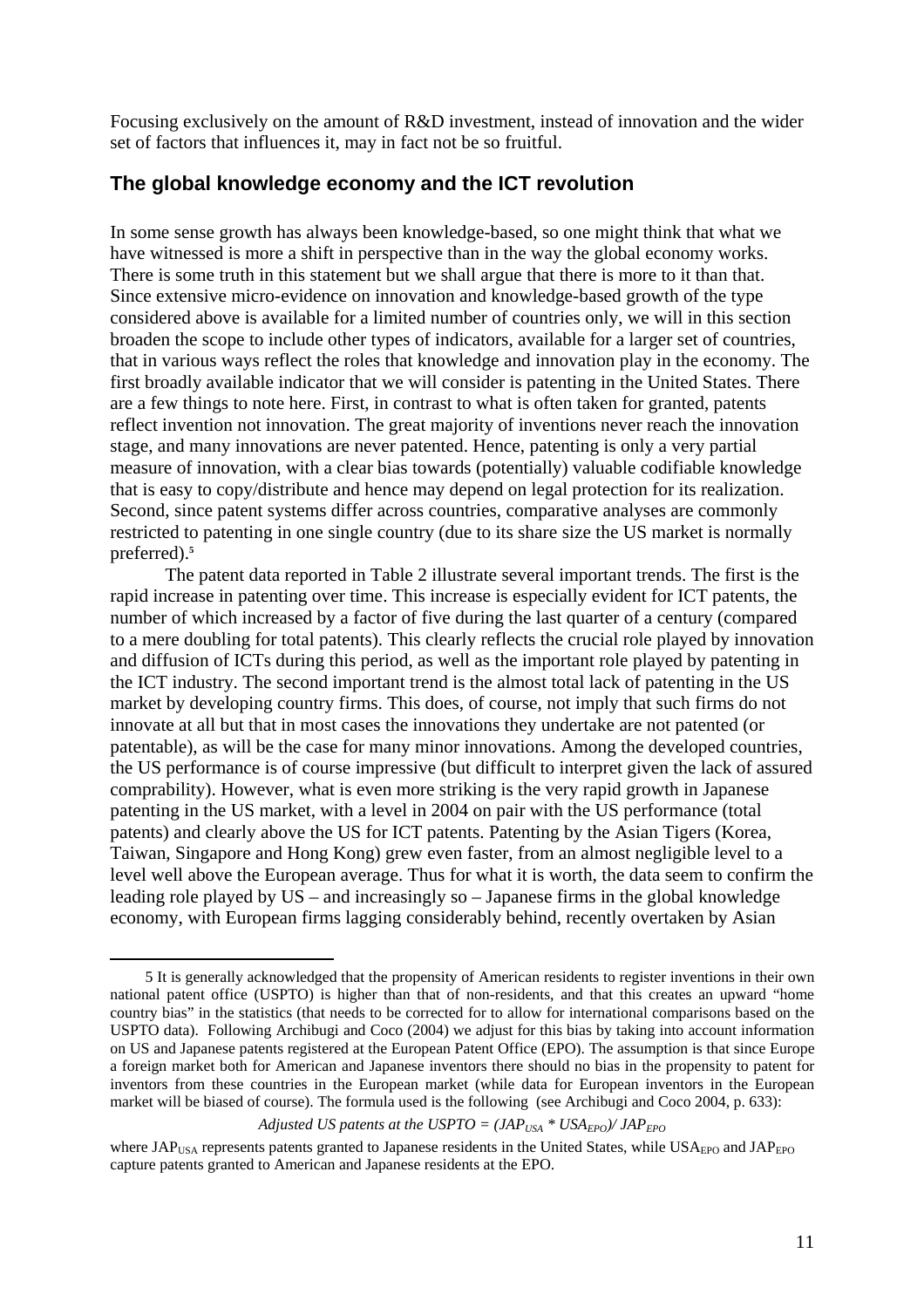Focusing exclusively on the amount of R&D investment, instead of innovation and the wider set of factors that influences it, may in fact not be so fruitful.

## The global knowledge economy and the ICT revolution

In some sense growth has always been knowledge-based, so one might think that what we have witnessed is more a shift in perspective than in the way the global economy works. There is some truth in this statement but we shall argue that there is more to it than that. Since extensive micro-evidence on innovation and knowledge-based growth of the type considered above is available for a limited number of countries only, we will in this section broaden the scope to include other types of indicators, available for a larger set of countries, that in various ways reflect the roles that knowledge and innovation play in the economy. The first broadly available indicator that we will consider is patenting in the United States. There are a few things to note here. First, in contrast to what is often taken for granted, patents reflect invention not innovation. The great majority of inventions never reach the innovation stage, and many innovations are never patented. Hence, patenting is only a very partial measure of innovation, with a clear bias towards (potentially) valuable codifiable knowledge that is easy to copy/distribute and hence may depend on legal protection for its realization. Second, since patent systems differ across countries, comparative analyses are commonly restricted to patenting in one single country (due to its share size the US market is normally preferred).[5]

The patent data reported in Table 2 illustrate several important trends. The first is the rapid increase in patenting over time. This increase is especially evident for ICT patents, the number of which increased by a factor of five during the last quarter of a century (compared to a mere doubling for total patents). This clearly reflects the crucial role played by innovation and diffusion of ICTs during this period, as well as the important role played by patenting in the ICT industry. The second important trend is the almost total lack of patenting in the US market by developing country firms. This does, of course, not imply that such firms do not innovate at all but that in most cases the innovations they undertake are not patented (or patentable), as will be the case for many minor innovations. Among the developed countries, the US performance is of course impressive (but difficult to interpret given the lack of assured comprability). However, what is even more striking is the very rapid growth in Japanese patenting in the US market, with a level in 2004 on pair with the US performance (total patents) and clearly above the US for ICT patents. Patenting by the Asian Tigers (Korea, Taiwan, Singapore and Hong Kong) grew even faster, from an almost negligible level to a level well above the European average. Thus for what it is worth, the data seem to confirm the leading role played by US – and increasingly so – Japanese firms in the global knowledge economy, with European firms lagging considerably behind, recently overtaken by Asian

---

5 It is generally acknowledged that the propensity of American residents to register inventions in their own national patent office (USPTO) is higher than that of non-residents, and that this creates an upward "home country bias" in the statistics (that needs to be corrected for to allow for international comparisons based on the USPTO data). Following Archibugi and Coco (2004) we adjust for this bias by taking into account information on US and Japanese patents registered at the European Patent Office (EPO). The assumption is that since Europe a foreign market both for American and Japanese inventors there should no bias in the propensity to patent for inventors from these countries in the European market (while data for European inventors in the European market will be biased of course). The formula used is the following (see Archibugi and Coco 2004, p. 633):

$$\textit{Adjusted US patents at the USPTO} = (JAP_{USA} * USA_{EPO}) / JAP_{EPO}$$

where $JAP_{USA}$ represents patents granted to Japanese residents in the United States, while $USA_{EPO}$ and $JAP_{EPO}$ capture patents granted to American and Japanese residents at the EPO.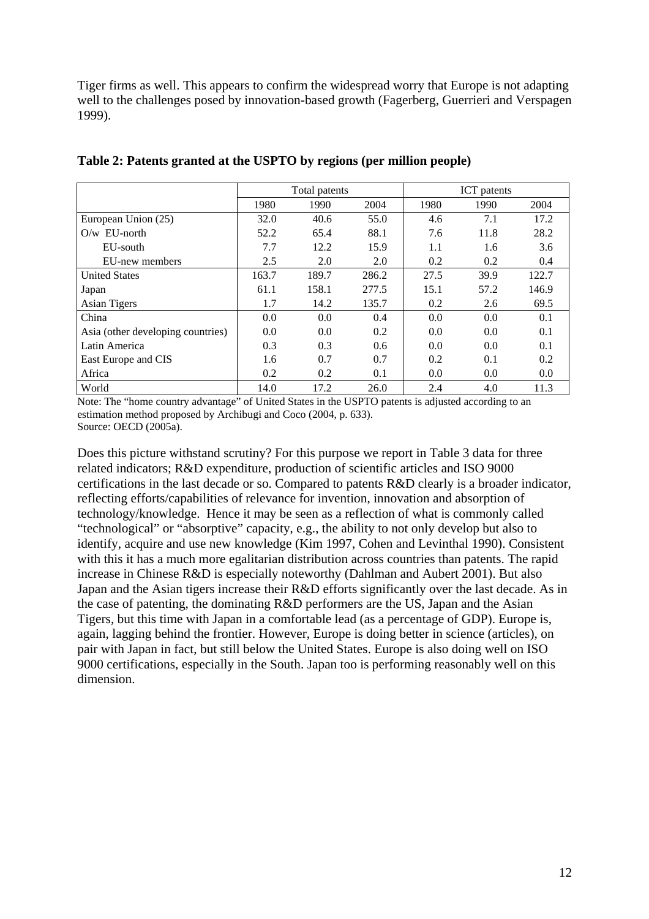Tiger firms as well. This appears to confirm the widespread worry that Europe is not adapting well to the challenges posed by innovation-based growth (Fagerberg, Guerrieri and Verspagen 1999).

**Table 2: Patents granted at the USPTO by regions (per million people)**

| | Total patents | | | ICT patents | | |
|---|---|---|---|---|---|---|
| | 1980 | 1990 | 2004 | 1980 | 1990 | 2004 |
| European Union (25) | 32.0 | 40.6 | 55.0 | 4.6 | 7.1 | 17.2 |
| O/w EU-north | 52.2 | 65.4 | 88.1 | 7.6 | 11.8 | 28.2 |
| EU-south | 7.7 | 12.2 | 15.9 | 1.1 | 1.6 | 3.6 |
| EU-new members | 2.5 | 2.0 | 2.0 | 0.2 | 0.2 | 0.4 |
| United States | 163.7 | 189.7 | 286.2 | 27.5 | 39.9 | 122.7 |
| Japan | 61.1 | 158.1 | 277.5 | 15.1 | 57.2 | 146.9 |
| Asian Tigers | 1.7 | 14.2 | 135.7 | 0.2 | 2.6 | 69.5 |
| China | 0.0 | 0.0 | 0.4 | 0.0 | 0.0 | 0.1 |
| Asia (other developing countries) | 0.0 | 0.0 | 0.2 | 0.0 | 0.0 | 0.1 |
| Latin America | 0.3 | 0.3 | 0.6 | 0.0 | 0.0 | 0.1 |
| East Europe and CIS | 1.6 | 0.7 | 0.7 | 0.2 | 0.1 | 0.2 |
| Africa | 0.2 | 0.2 | 0.1 | 0.0 | 0.0 | 0.0 |
| World | 14.0 | 17.2 | 26.0 | 2.4 | 4.0 | 11.3 |

Note: The "home country advantage" of United States in the USPTO patents is adjusted according to an estimation method proposed by Archibugi and Coco (2004, p. 633).
Source: OECD (2005a).

Does this picture withstand scrutiny? For this purpose we report in Table 3 data for three related indicators; R&D expenditure, production of scientific articles and ISO 9000 certifications in the last decade or so. Compared to patents R&D clearly is a broader indicator, reflecting efforts/capabilities of relevance for invention, innovation and absorption of technology/knowledge. Hence it may be seen as a reflection of what is commonly called "technological" or "absorptive" capacity, e.g., the ability to not only develop but also to identify, acquire and use new knowledge (Kim 1997, Cohen and Levinthal 1990). Consistent with this it has a much more egalitarian distribution across countries than patents. The rapid increase in Chinese R&D is especially noteworthy (Dahlman and Aubert 2001). But also Japan and the Asian tigers increase their R&D efforts significantly over the last decade. As in the case of patenting, the dominating R&D performers are the US, Japan and the Asian Tigers, but this time with Japan in a comfortable lead (as a percentage of GDP). Europe is, again, lagging behind the frontier. However, Europe is doing better in science (articles), on pair with Japan in fact, but still below the United States. Europe is also doing well on ISO 9000 certifications, especially in the South. Japan too is performing reasonably well on this dimension.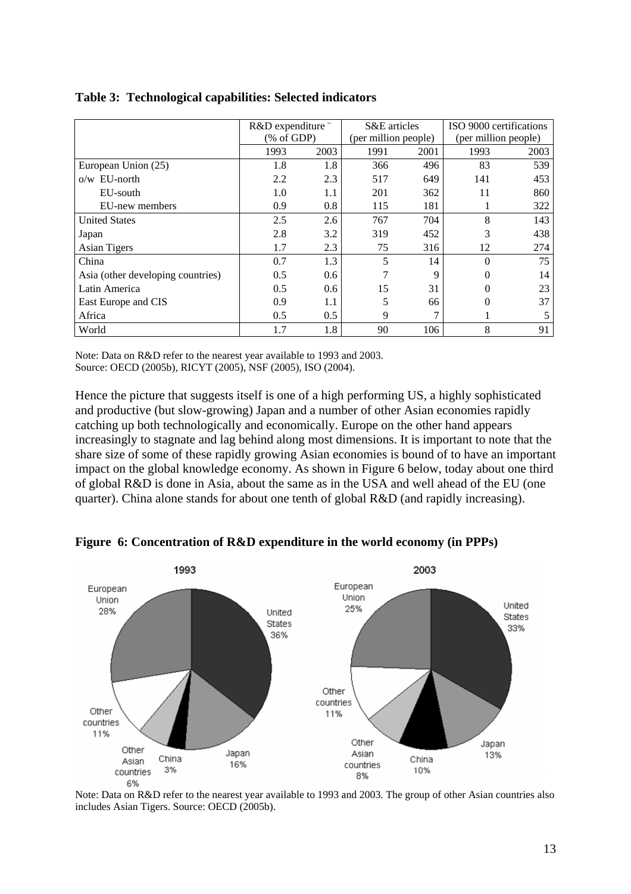**Table 3: Technological capabilities: Selected indicators**

| | R&D expenditure ¨ (% of GDP) | | S&E articles (per million people) | | ISO 9000 certifications (per million people) | |
|---|---|---|---|---|---|---|
| | 1993 | 2003 | 1991 | 2001 | 1993 | 2003 |
| European Union (25) | 1.8 | 1.8 | 366 | 496 | 83 | 539 |
| o/w EU-north | 2.2 | 2.3 | 517 | 649 | 141 | 453 |
| EU-south | 1.0 | 1.1 | 201 | 362 | 11 | 860 |
| EU-new members | 0.9 | 0.8 | 115 | 181 | 1 | 322 |
| United States | 2.5 | 2.6 | 767 | 704 | 8 | 143 |
| Japan | 2.8 | 3.2 | 319 | 452 | 3 | 438 |
| Asian Tigers | 1.7 | 2.3 | 75 | 316 | 12 | 274 |
| China | 0.7 | 1.3 | 5 | 14 | 0 | 75 |
| Asia (other developing countries) | 0.5 | 0.6 | 7 | 9 | 0 | 14 |
| Latin America | 0.5 | 0.6 | 15 | 31 | 0 | 23 |
| East Europe and CIS | 0.9 | 1.1 | 5 | 66 | 0 | 37 |
| Africa | 0.5 | 0.5 | 9 | 7 | 1 | 5 |
| World | 1.7 | 1.8 | 90 | 106 | 8 | 91 |

Note: Data on R&D refer to the nearest year available to 1993 and 2003.
Source: OECD (2005b), RICYT (2005), NSF (2005), ISO (2004).

Hence the picture that suggests itself is one of a high performing US, a highly sophisticated and productive (but slow-growing) Japan and a number of other Asian economies rapidly catching up both technologically and economically. Europe on the other hand appears increasingly to stagnate and lag behind along most dimensions. It is important to note that the share size of some of these rapidly growing Asian economies is bound of to have an important impact on the global knowledge economy. As shown in Figure 6 below, today about one third of global R&D is done in Asia, about the same as in the USA and well ahead of the EU (one quarter). China alone stands for about one tenth of global R&D (and rapidly increasing).

**Figure 6: Concentration of R&D expenditure in the world economy (in PPPs)**

| | 1993 | 2003 |
|---|---|---|
| United States | 36% | 33% |
| European Union | 28% | 25% |
| Japan | 16% | 13% |
| China | 3% | 10% |
| Other Asian countries | 6% | 8% |
| Other countries | 11% | 11% |

Note: Data on R&D refer to the nearest year available to 1993 and 2003. The group of other Asian countries also includes Asian Tigers. Source: OECD (2005b).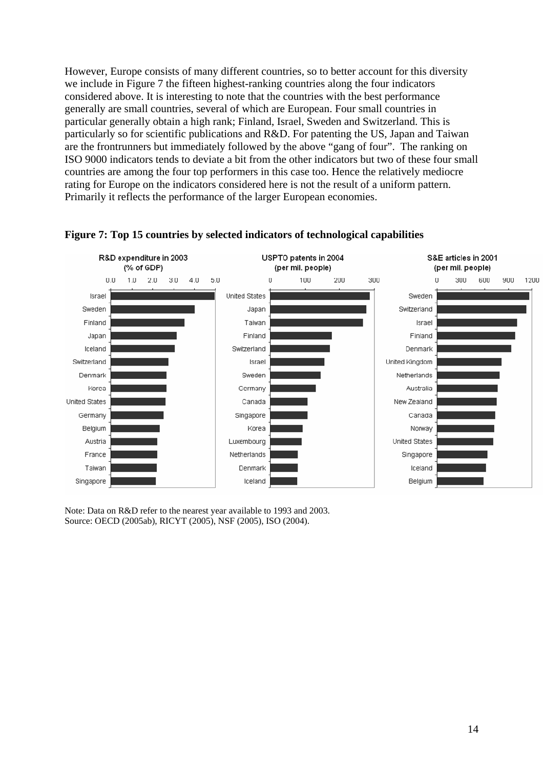However, Europe consists of many different countries, so to better account for this diversity we include in Figure 7 the fifteen highest-ranking countries along the four indicators considered above. It is interesting to note that the countries with the best performance generally are small countries, several of which are European. Four small countries in particular generally obtain a high rank; Finland, Israel, Sweden and Switzerland. This is particularly so for scientific publications and R&D. For patenting the US, Japan and Taiwan are the frontrunners but immediately followed by the above "gang of four". The ranking on ISO 9000 indicators tends to deviate a bit from the other indicators but two of these four small countries are among the four top performers in this case too. Hence the relatively mediocre rating for Europe on the indicators considered here is not the result of a uniform pattern. Primarily it reflects the performance of the larger European economies.

**Figure 7: Top 15 countries by selected indicators of technological capabilities**

| R&D expenditure in 2003 (% of GDP) | USPTO patents in 2004 (per mil. people) | S&E articles in 2001 (per mil. people) |
|---|---|---|
| Israel | United States | Sweden |
| Sweden | Japan | Switzerland |
| Finland | Taiwan | Israel |
| Japan | Finland | Finland |
| Iceland | Switzerland | Denmark |
| Switzerland | Israel | United Kingdom |
| Denmark | Sweden | Netherlands |
| Korea | Germany | Australia |
| United States | Canada | New Zealand |
| Germany | Singapore | Canada |
| Belgium | Korea | Norway |
| Austria | Luxembourg | United States |
| France | Netherlands | Singapore |
| Taiwan | Denmark | Iceland |
| Singapore | Iceland | Belgium |

Note: Data on R&D refer to the nearest year available to 1993 and 2003.
Source: OECD (2005ab), RICYT (2005), NSF (2005), ISO (2004).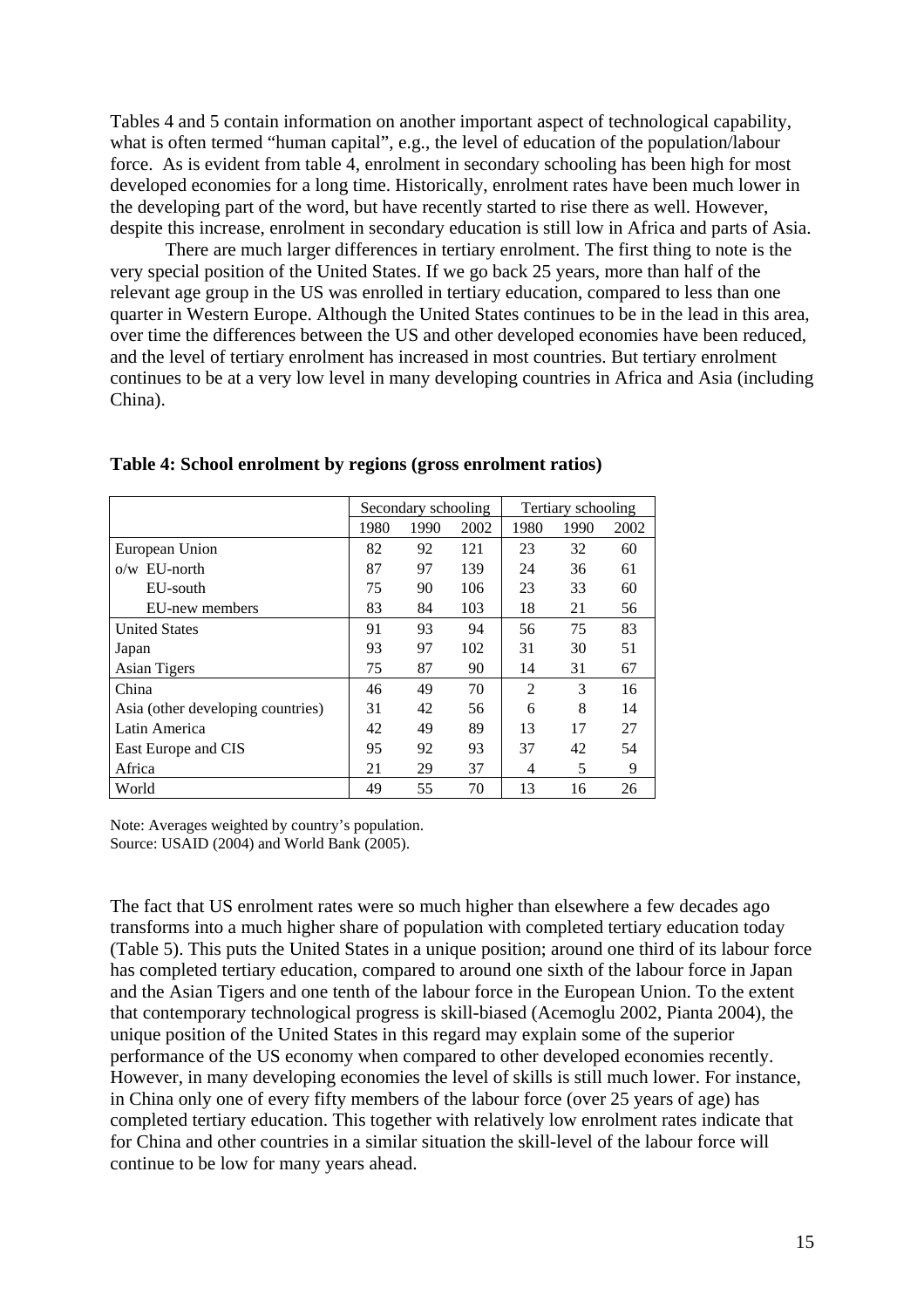Tables 4 and 5 contain information on another important aspect of technological capability, what is often termed "human capital", e.g., the level of education of the population/labour force. As is evident from table 4, enrolment in secondary schooling has been high for most developed economies for a long time. Historically, enrolment rates have been much lower in the developing part of the word, but have recently started to rise there as well. However, despite this increase, enrolment in secondary education is still low in Africa and parts of Asia.

There are much larger differences in tertiary enrolment. The first thing to note is the very special position of the United States. If we go back 25 years, more than half of the relevant age group in the US was enrolled in tertiary education, compared to less than one quarter in Western Europe. Although the United States continues to be in the lead in this area, over time the differences between the US and other developed economies have been reduced, and the level of tertiary enrolment has increased in most countries. But tertiary enrolment continues to be at a very low level in many developing countries in Africa and Asia (including China).

**Table 4: School enrolment by regions (gross enrolment ratios)**

| | Secondary schooling | | | Tertiary schooling | | |
|---|---|---|---|---|---|---|
| | 1980 | 1990 | 2002 | 1980 | 1990 | 2002 |
| European Union | 82 | 92 | 121 | 23 | 32 | 60 |
| o/w EU-north | 87 | 97 | 139 | 24 | 36 | 61 |
| EU-south | 75 | 90 | 106 | 23 | 33 | 60 |
| EU-new members | 83 | 84 | 103 | 18 | 21 | 56 |
| United States | 91 | 93 | 94 | 56 | 75 | 83 |
| Japan | 93 | 97 | 102 | 31 | 30 | 51 |
| Asian Tigers | 75 | 87 | 90 | 14 | 31 | 67 |
| China | 46 | 49 | 70 | 2 | 3 | 16 |
| Asia (other developing countries) | 31 | 42 | 56 | 6 | 8 | 14 |
| Latin America | 42 | 49 | 89 | 13 | 17 | 27 |
| East Europe and CIS | 95 | 92 | 93 | 37 | 42 | 54 |
| Africa | 21 | 29 | 37 | 4 | 5 | 9 |
| World | 49 | 55 | 70 | 13 | 16 | 26 |

Note: Averages weighted by country's population.
Source: USAID (2004) and World Bank (2005).

The fact that US enrolment rates were so much higher than elsewhere a few decades ago transforms into a much higher share of population with completed tertiary education today (Table 5). This puts the United States in a unique position; around one third of its labour force has completed tertiary education, compared to around one sixth of the labour force in Japan and the Asian Tigers and one tenth of the labour force in the European Union. To the extent that contemporary technological progress is skill-biased (Acemoglu 2002, Pianta 2004), the unique position of the United States in this regard may explain some of the superior performance of the US economy when compared to other developed economies recently. However, in many developing economies the level of skills is still much lower. For instance, in China only one of every fifty members of the labour force (over 25 years of age) has completed tertiary education. This together with relatively low enrolment rates indicate that for China and other countries in a similar situation the skill-level of the labour force will continue to be low for many years ahead.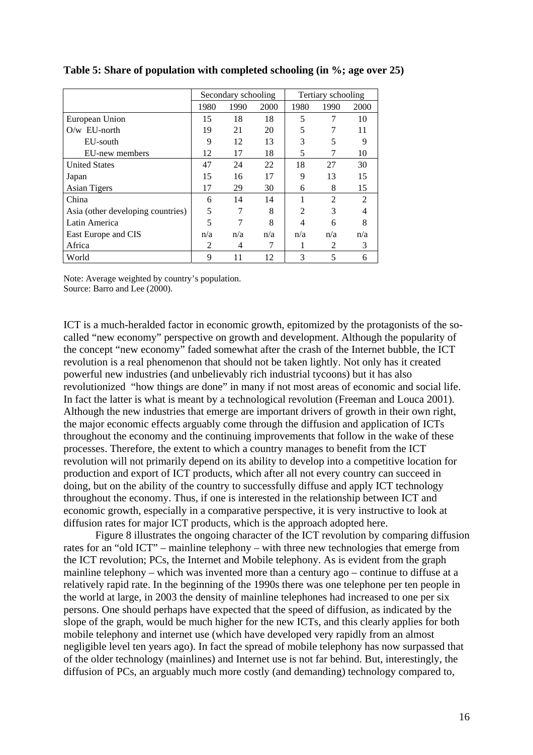**Table 5: Share of population with completed schooling (in %; age over 25)**

| | Secondary schooling | | | Tertiary schooling | | |
|---|---|---|---|---|---|---|
| | 1980 | 1990 | 2000 | 1980 | 1990 | 2000 |
| European Union | 15 | 18 | 18 | 5 | 7 | 10 |
| O/w EU-north | 19 | 21 | 20 | 5 | 7 | 11 |
| EU-south | 9 | 12 | 13 | 3 | 5 | 9 |
| EU-new members | 12 | 17 | 18 | 5 | 7 | 10 |
| United States | 47 | 24 | 22 | 18 | 27 | 30 |
| Japan | 15 | 16 | 17 | 9 | 13 | 15 |
| Asian Tigers | 17 | 29 | 30 | 6 | 8 | 15 |
| China | 6 | 14 | 14 | 1 | 2 | 2 |
| Asia (other developing countries) | 5 | 7 | 8 | 2 | 3 | 4 |
| Latin America | 5 | 7 | 8 | 4 | 6 | 8 |
| East Europe and CIS | n/a | n/a | n/a | n/a | n/a | n/a |
| Africa | 2 | 4 | 7 | 1 | 2 | 3 |
| World | 9 | 11 | 12 | 3 | 5 | 6 |

Note: Average weighted by country's population.
Source: Barro and Lee (2000).

ICT is a much-heralded factor in economic growth, epitomized by the protagonists of the so-called "new economy" perspective on growth and development. Although the popularity of the concept "new economy" faded somewhat after the crash of the Internet bubble, the ICT revolution is a real phenomenon that should not be taken lightly. Not only has it created powerful new industries (and unbelievably rich industrial tycoons) but it has also revolutionized "how things are done" in many if not most areas of economic and social life. In fact the latter is what is meant by a technological revolution (Freeman and Louca 2001). Although the new industries that emerge are important drivers of growth in their own right, the major economic effects arguably come through the diffusion and application of ICTs throughout the economy and the continuing improvements that follow in the wake of these processes. Therefore, the extent to which a country manages to benefit from the ICT revolution will not primarily depend on its ability to develop into a competitive location for production and export of ICT products, which after all not every country can succeed in doing, but on the ability of the country to successfully diffuse and apply ICT technology throughout the economy. Thus, if one is interested in the relationship between ICT and economic growth, especially in a comparative perspective, it is very instructive to look at diffusion rates for major ICT products, which is the approach adopted here.

Figure 8 illustrates the ongoing character of the ICT revolution by comparing diffusion rates for an "old ICT" – mainline telephony – with three new technologies that emerge from the ICT revolution; PCs, the Internet and Mobile telephony. As is evident from the graph mainline telephony – which was invented more than a century ago – continue to diffuse at a relatively rapid rate. In the beginning of the 1990s there was one telephone per ten people in the world at large, in 2003 the density of mainline telephones had increased to one per six persons. One should perhaps have expected that the speed of diffusion, as indicated by the slope of the graph, would be much higher for the new ICTs, and this clearly applies for both mobile telephony and internet use (which have developed very rapidly from an almost negligible level ten years ago). In fact the spread of mobile telephony has now surpassed that of the older technology (mainlines) and Internet use is not far behind. But, interestingly, the diffusion of PCs, an arguably much more costly (and demanding) technology compared to,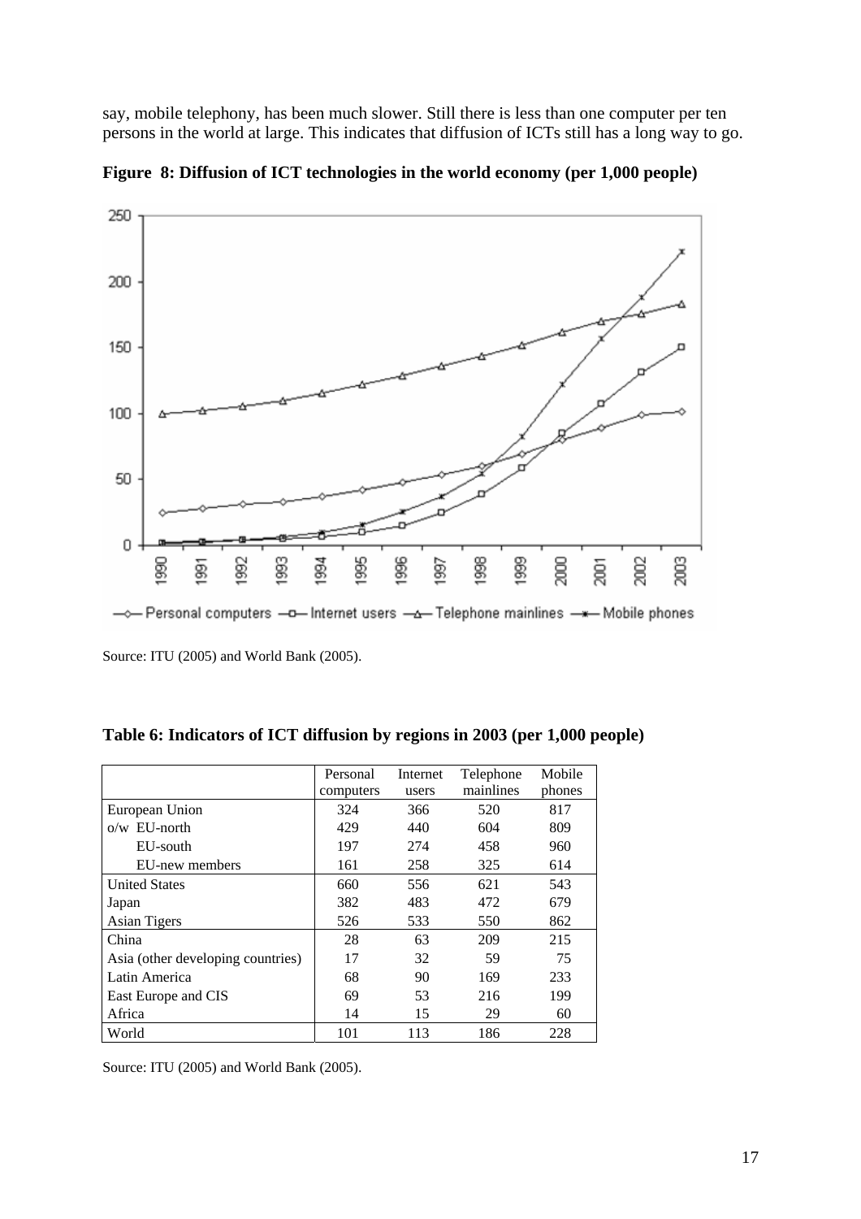say, mobile telephony, has been much slower. Still there is less than one computer per ten persons in the world at large. This indicates that diffusion of ICTs still has a long way to go.

**Figure 8: Diffusion of ICT technologies in the world economy (per 1,000 people)**

Source: ITU (2005) and World Bank (2005).

**Table 6: Indicators of ICT diffusion by regions in 2003 (per 1,000 people)**

| | Personal computers | Internet users | Telephone mainlines | Mobile phones |
|---|---|---|---|---|
| European Union | 324 | 366 | 520 | 817 |
| o/w EU-north | 429 | 440 | 604 | 809 |
| EU-south | 197 | 274 | 458 | 960 |
| EU-new members | 161 | 258 | 325 | 614 |
| United States | 660 | 556 | 621 | 543 |
| Japan | 382 | 483 | 472 | 679 |
| Asian Tigers | 526 | 533 | 550 | 862 |
| China | 28 | 63 | 209 | 215 |
| Asia (other developing countries) | 17 | 32 | 59 | 75 |
| Latin America | 68 | 90 | 169 | 233 |
| East Europe and CIS | 69 | 53 | 216 | 199 |
| Africa | 14 | 15 | 29 | 60 |
| World | 101 | 113 | 186 | 228 |

Source: ITU (2005) and World Bank (2005).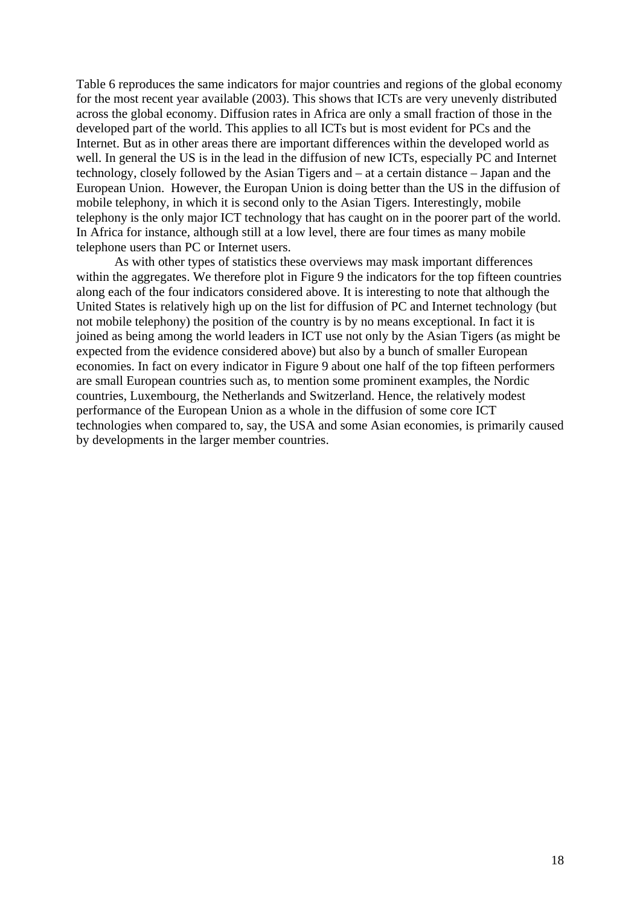Table 6 reproduces the same indicators for major countries and regions of the global economy for the most recent year available (2003). This shows that ICTs are very unevenly distributed across the global economy. Diffusion rates in Africa are only a small fraction of those in the developed part of the world. This applies to all ICTs but is most evident for PCs and the Internet. But as in other areas there are important differences within the developed world as well. In general the US is in the lead in the diffusion of new ICTs, especially PC and Internet technology, closely followed by the Asian Tigers and – at a certain distance – Japan and the European Union. However, the Europan Union is doing better than the US in the diffusion of mobile telephony, in which it is second only to the Asian Tigers. Interestingly, mobile telephony is the only major ICT technology that has caught on in the poorer part of the world. In Africa for instance, although still at a low level, there are four times as many mobile telephone users than PC or Internet users.

As with other types of statistics these overviews may mask important differences within the aggregates. We therefore plot in Figure 9 the indicators for the top fifteen countries along each of the four indicators considered above. It is interesting to note that although the United States is relatively high up on the list for diffusion of PC and Internet technology (but not mobile telephony) the position of the country is by no means exceptional. In fact it is joined as being among the world leaders in ICT use not only by the Asian Tigers (as might be expected from the evidence considered above) but also by a bunch of smaller European economies. In fact on every indicator in Figure 9 about one half of the top fifteen performers are small European countries such as, to mention some prominent examples, the Nordic countries, Luxembourg, the Netherlands and Switzerland. Hence, the relatively modest performance of the European Union as a whole in the diffusion of some core ICT technologies when compared to, say, the USA and some Asian economies, is primarily caused by developments in the larger member countries.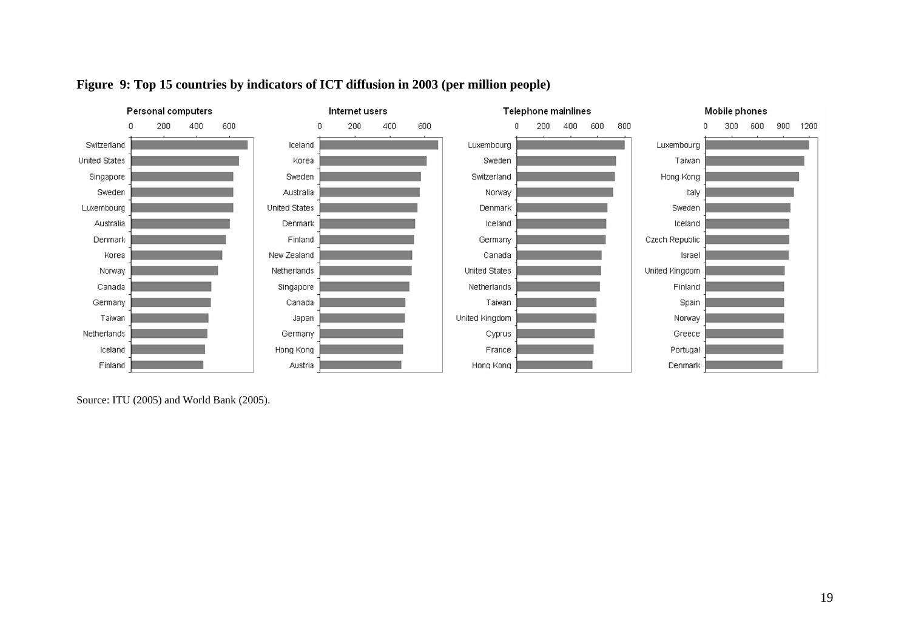**Figure 9: Top 15 countries by indicators of ICT diffusion in 2003 (per million people)**

| Personal computers | Internet users | Telephone mainlines | Mobile phones |
|---|---|---|---|
| Switzerland | Iceland | Luxembourg | Luxembourg |
| United States | Korea | Sweden | Taiwan |
| Singapore | Sweden | Switzerland | Hong Kong |
| Sweden | Australia | Norway | Italy |
| Luxembourg | United States | Denmark | Sweden |
| Australia | Denmark | Iceland | Iceland |
| Denmark | Finland | Germany | Czech Republic |
| Korea | New Zealand | Canada | Israel |
| Norway | Netherlands | United States | United Kingdom |
| Canada | Singapore | Netherlands | Finland |
| Germany | Canada | Taiwan | Spain |
| Taiwan | Japan | United Kingdom | Norway |
| Netherlands | Germany | Cyprus | Greece |
| Iceland | Hong Kong | France | Portugal |
| Finland | Austria | Hong Kong | Denmark |

Source: ITU (2005) and World Bank (2005).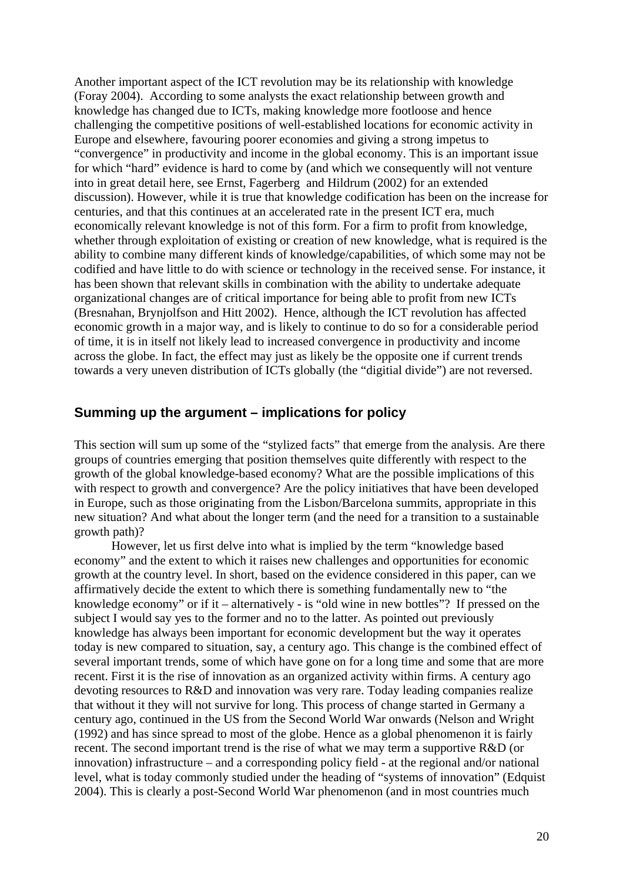Another important aspect of the ICT revolution may be its relationship with knowledge (Foray 2004). According to some analysts the exact relationship between growth and knowledge has changed due to ICTs, making knowledge more footloose and hence challenging the competitive positions of well-established locations for economic activity in Europe and elsewhere, favouring poorer economies and giving a strong impetus to "convergence" in productivity and income in the global economy. This is an important issue for which "hard" evidence is hard to come by (and which we consequently will not venture into in great detail here, see Ernst, Fagerberg and Hildrum (2002) for an extended discussion). However, while it is true that knowledge codification has been on the increase for centuries, and that this continues at an accelerated rate in the present ICT era, much economically relevant knowledge is not of this form. For a firm to profit from knowledge, whether through exploitation of existing or creation of new knowledge, what is required is the ability to combine many different kinds of knowledge/capabilities, of which some may not be codified and have little to do with science or technology in the received sense. For instance, it has been shown that relevant skills in combination with the ability to undertake adequate organizational changes are of critical importance for being able to profit from new ICTs (Bresnahan, Brynjolfson and Hitt 2002). Hence, although the ICT revolution has affected economic growth in a major way, and is likely to continue to do so for a considerable period of time, it is in itself not likely lead to increased convergence in productivity and income across the globe. In fact, the effect may just as likely be the opposite one if current trends towards a very uneven distribution of ICTs globally (the "digitial divide") are not reversed.

## Summing up the argument – implications for policy

This section will sum up some of the "stylized facts" that emerge from the analysis. Are there groups of countries emerging that position themselves quite differently with respect to the growth of the global knowledge-based economy? What are the possible implications of this with respect to growth and convergence? Are the policy initiatives that have been developed in Europe, such as those originating from the Lisbon/Barcelona summits, appropriate in this new situation? And what about the longer term (and the need for a transition to a sustainable growth path)?

However, let us first delve into what is implied by the term "knowledge based economy" and the extent to which it raises new challenges and opportunities for economic growth at the country level. In short, based on the evidence considered in this paper, can we affirmatively decide the extent to which there is something fundamentally new to "the knowledge economy" or if it – alternatively - is "old wine in new bottles"? If pressed on the subject I would say yes to the former and no to the latter. As pointed out previously knowledge has always been important for economic development but the way it operates today is new compared to situation, say, a century ago. This change is the combined effect of several important trends, some of which have gone on for a long time and some that are more recent. First it is the rise of innovation as an organized activity within firms. A century ago devoting resources to R&D and innovation was very rare. Today leading companies realize that without it they will not survive for long. This process of change started in Germany a century ago, continued in the US from the Second World War onwards (Nelson and Wright (1992) and has since spread to most of the globe. Hence as a global phenomenon it is fairly recent. The second important trend is the rise of what we may term a supportive R&D (or innovation) infrastructure – and a corresponding policy field - at the regional and/or national level, what is today commonly studied under the heading of "systems of innovation" (Edquist 2004). This is clearly a post-Second World War phenomenon (and in most countries much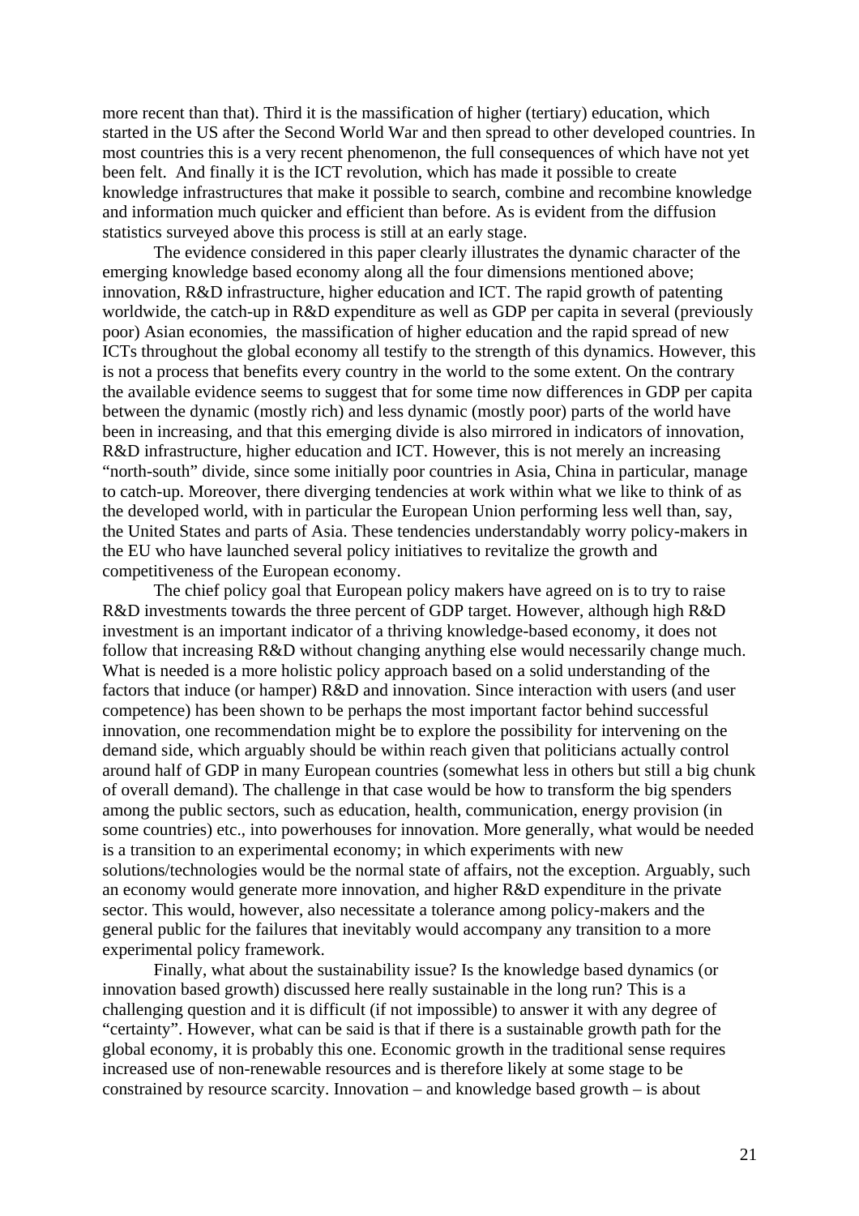more recent than that). Third it is the massification of higher (tertiary) education, which started in the US after the Second World War and then spread to other developed countries. In most countries this is a very recent phenomenon, the full consequences of which have not yet been felt. And finally it is the ICT revolution, which has made it possible to create knowledge infrastructures that make it possible to search, combine and recombine knowledge and information much quicker and efficient than before. As is evident from the diffusion statistics surveyed above this process is still at an early stage.

The evidence considered in this paper clearly illustrates the dynamic character of the emerging knowledge based economy along all the four dimensions mentioned above; innovation, R&D infrastructure, higher education and ICT. The rapid growth of patenting worldwide, the catch-up in R&D expenditure as well as GDP per capita in several (previously poor) Asian economies, the massification of higher education and the rapid spread of new ICTs throughout the global economy all testify to the strength of this dynamics. However, this is not a process that benefits every country in the world to the some extent. On the contrary the available evidence seems to suggest that for some time now differences in GDP per capita between the dynamic (mostly rich) and less dynamic (mostly poor) parts of the world have been in increasing, and that this emerging divide is also mirrored in indicators of innovation, R&D infrastructure, higher education and ICT. However, this is not merely an increasing "north-south" divide, since some initially poor countries in Asia, China in particular, manage to catch-up. Moreover, there diverging tendencies at work within what we like to think of as the developed world, with in particular the European Union performing less well than, say, the United States and parts of Asia. These tendencies understandably worry policy-makers in the EU who have launched several policy initiatives to revitalize the growth and competitiveness of the European economy.

The chief policy goal that European policy makers have agreed on is to try to raise R&D investments towards the three percent of GDP target. However, although high R&D investment is an important indicator of a thriving knowledge-based economy, it does not follow that increasing R&D without changing anything else would necessarily change much. What is needed is a more holistic policy approach based on a solid understanding of the factors that induce (or hamper) R&D and innovation. Since interaction with users (and user competence) has been shown to be perhaps the most important factor behind successful innovation, one recommendation might be to explore the possibility for intervening on the demand side, which arguably should be within reach given that politicians actually control around half of GDP in many European countries (somewhat less in others but still a big chunk of overall demand). The challenge in that case would be how to transform the big spenders among the public sectors, such as education, health, communication, energy provision (in some countries) etc., into powerhouses for innovation. More generally, what would be needed is a transition to an experimental economy; in which experiments with new solutions/technologies would be the normal state of affairs, not the exception. Arguably, such an economy would generate more innovation, and higher R&D expenditure in the private sector. This would, however, also necessitate a tolerance among policy-makers and the general public for the failures that inevitably would accompany any transition to a more experimental policy framework.

Finally, what about the sustainability issue? Is the knowledge based dynamics (or innovation based growth) discussed here really sustainable in the long run? This is a challenging question and it is difficult (if not impossible) to answer it with any degree of "certainty". However, what can be said is that if there is a sustainable growth path for the global economy, it is probably this one. Economic growth in the traditional sense requires increased use of non-renewable resources and is therefore likely at some stage to be constrained by resource scarcity. Innovation – and knowledge based growth – is about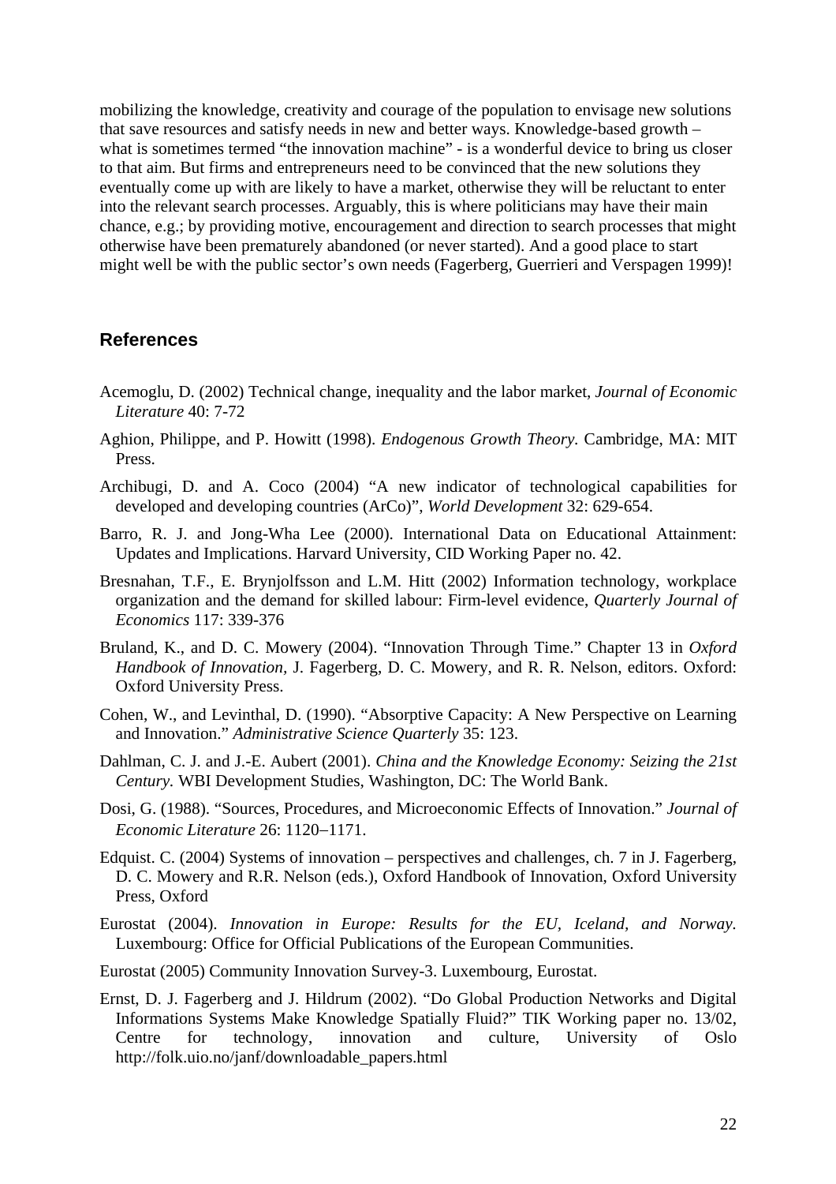mobilizing the knowledge, creativity and courage of the population to envisage new solutions that save resources and satisfy needs in new and better ways. Knowledge-based growth – what is sometimes termed "the innovation machine" - is a wonderful device to bring us closer to that aim. But firms and entrepreneurs need to be convinced that the new solutions they eventually come up with are likely to have a market, otherwise they will be reluctant to enter into the relevant search processes. Arguably, this is where politicians may have their main chance, e.g.; by providing motive, encouragement and direction to search processes that might otherwise have been prematurely abandoned (or never started). And a good place to start might well be with the public sector's own needs (Fagerberg, Guerrieri and Verspagen 1999)!

## References

Acemoglu, D. (2002) Technical change, inequality and the labor market, *Journal of Economic Literature* 40: 7-72

Aghion, Philippe, and P. Howitt (1998). *Endogenous Growth Theory*. Cambridge, MA: MIT Press.

Archibugi, D. and A. Coco (2004) "A new indicator of technological capabilities for developed and developing countries (ArCo)", *World Development* 32: 629-654.

Barro, R. J. and Jong-Wha Lee (2000). International Data on Educational Attainment: Updates and Implications. Harvard University, CID Working Paper no. 42.

Bresnahan, T.F., E. Brynjolfsson and L.M. Hitt (2002) Information technology, workplace organization and the demand for skilled labour: Firm-level evidence, *Quarterly Journal of Economics* 117: 339-376

Bruland, K., and D. C. Mowery (2004). "Innovation Through Time." Chapter 13 in *Oxford Handbook of Innovation*, J. Fagerberg, D. C. Mowery, and R. R. Nelson, editors. Oxford: Oxford University Press.

Cohen, W., and Levinthal, D. (1990). "Absorptive Capacity: A New Perspective on Learning and Innovation." *Administrative Science Quarterly* 35: 123.

Dahlman, C. J. and J.-E. Aubert (2001). *China and the Knowledge Economy: Seizing the 21st Century.* WBI Development Studies, Washington, DC: The World Bank.

Dosi, G. (1988). "Sources, Procedures, and Microeconomic Effects of Innovation." *Journal of Economic Literature* 26: 1120–1171.

Edquist. C. (2004) Systems of innovation – perspectives and challenges, ch. 7 in J. Fagerberg, D. C. Mowery and R.R. Nelson (eds.), Oxford Handbook of Innovation, Oxford University Press, Oxford

Eurostat (2004). *Innovation in Europe: Results for the EU, Iceland, and Norway.* Luxembourg: Office for Official Publications of the European Communities.

Eurostat (2005) Community Innovation Survey-3. Luxembourg, Eurostat.

Ernst, D. J. Fagerberg and J. Hildrum (2002). "Do Global Production Networks and Digital Informations Systems Make Knowledge Spatially Fluid?" TIK Working paper no. 13/02, Centre for technology, innovation and culture, University of Oslo http://folk.uio.no/janf/downloadable_papers.html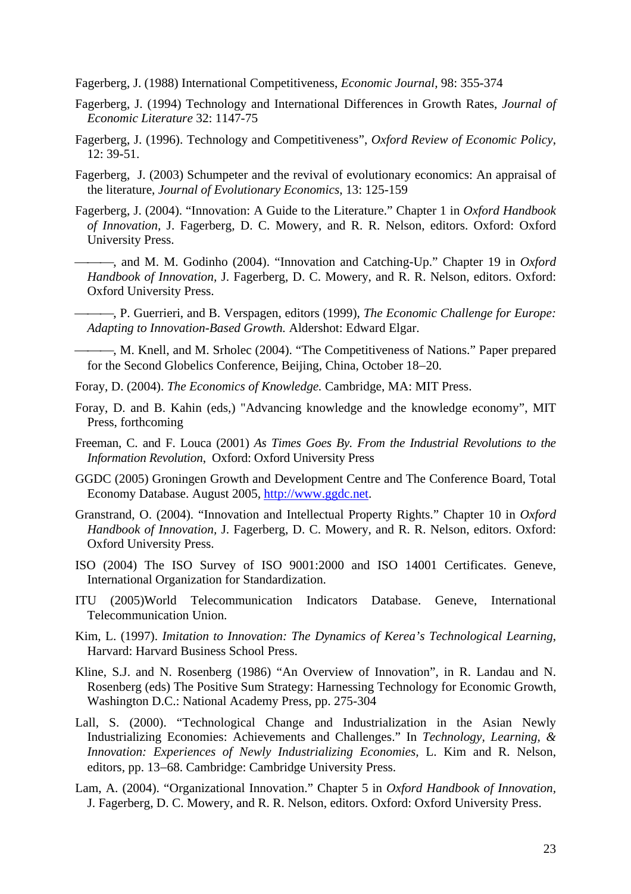Fagerberg, J. (1988) International Competitiveness, *Economic Journal*, 98: 355-374

Fagerberg, J. (1994) Technology and International Differences in Growth Rates, *Journal of Economic Literature* 32: 1147-75

Fagerberg, J. (1996). Technology and Competitiveness", *Oxford Review of Economic Policy*, 12: 39-51.

Fagerberg, J. (2003) Schumpeter and the revival of evolutionary economics: An appraisal of the literature, *Journal of Evolutionary Economics*, 13: 125-159

Fagerberg, J. (2004). "Innovation: A Guide to the Literature." Chapter 1 in *Oxford Handbook of Innovation*, J. Fagerberg, D. C. Mowery, and R. R. Nelson, editors. Oxford: Oxford University Press.

———, and M. M. Godinho (2004). "Innovation and Catching-Up." Chapter 19 in *Oxford Handbook of Innovation*, J. Fagerberg, D. C. Mowery, and R. R. Nelson, editors. Oxford: Oxford University Press.

———, P. Guerrieri, and B. Verspagen, editors (1999), *The Economic Challenge for Europe: Adapting to Innovation-Based Growth.* Aldershot: Edward Elgar.

———, M. Knell, and M. Srholec (2004). "The Competitiveness of Nations." Paper prepared for the Second Globelics Conference, Beijing, China, October 18–20.

Foray, D. (2004). *The Economics of Knowledge.* Cambridge, MA: MIT Press.

Foray, D. and B. Kahin (eds,) "Advancing knowledge and the knowledge economy", MIT Press, forthcoming

Freeman, C. and F. Louca (2001) *As Times Goes By. From the Industrial Revolutions to the Information Revolution*, Oxford: Oxford University Press

GGDC (2005) Groningen Growth and Development Centre and The Conference Board, Total Economy Database. August 2005, http://www.ggdc.net.

Granstrand, O. (2004). "Innovation and Intellectual Property Rights." Chapter 10 in *Oxford Handbook of Innovation*, J. Fagerberg, D. C. Mowery, and R. R. Nelson, editors. Oxford: Oxford University Press.

ISO (2004) The ISO Survey of ISO 9001:2000 and ISO 14001 Certificates. Geneve, International Organization for Standardization.

ITU (2005)World Telecommunication Indicators Database. Geneve, International Telecommunication Union.

Kim, L. (1997). *Imitation to Innovation: The Dynamics of Kerea's Technological Learning*, Harvard: Harvard Business School Press.

Kline, S.J. and N. Rosenberg (1986) "An Overview of Innovation", in R. Landau and N. Rosenberg (eds) The Positive Sum Strategy: Harnessing Technology for Economic Growth, Washington D.C.: National Academy Press, pp. 275-304

Lall, S. (2000). "Technological Change and Industrialization in the Asian Newly Industrializing Economies: Achievements and Challenges." In *Technology, Learning, & Innovation: Experiences of Newly Industrializing Economies*, L. Kim and R. Nelson, editors, pp. 13–68. Cambridge: Cambridge University Press.

Lam, A. (2004). "Organizational Innovation." Chapter 5 in *Oxford Handbook of Innovation*, J. Fagerberg, D. C. Mowery, and R. R. Nelson, editors. Oxford: Oxford University Press.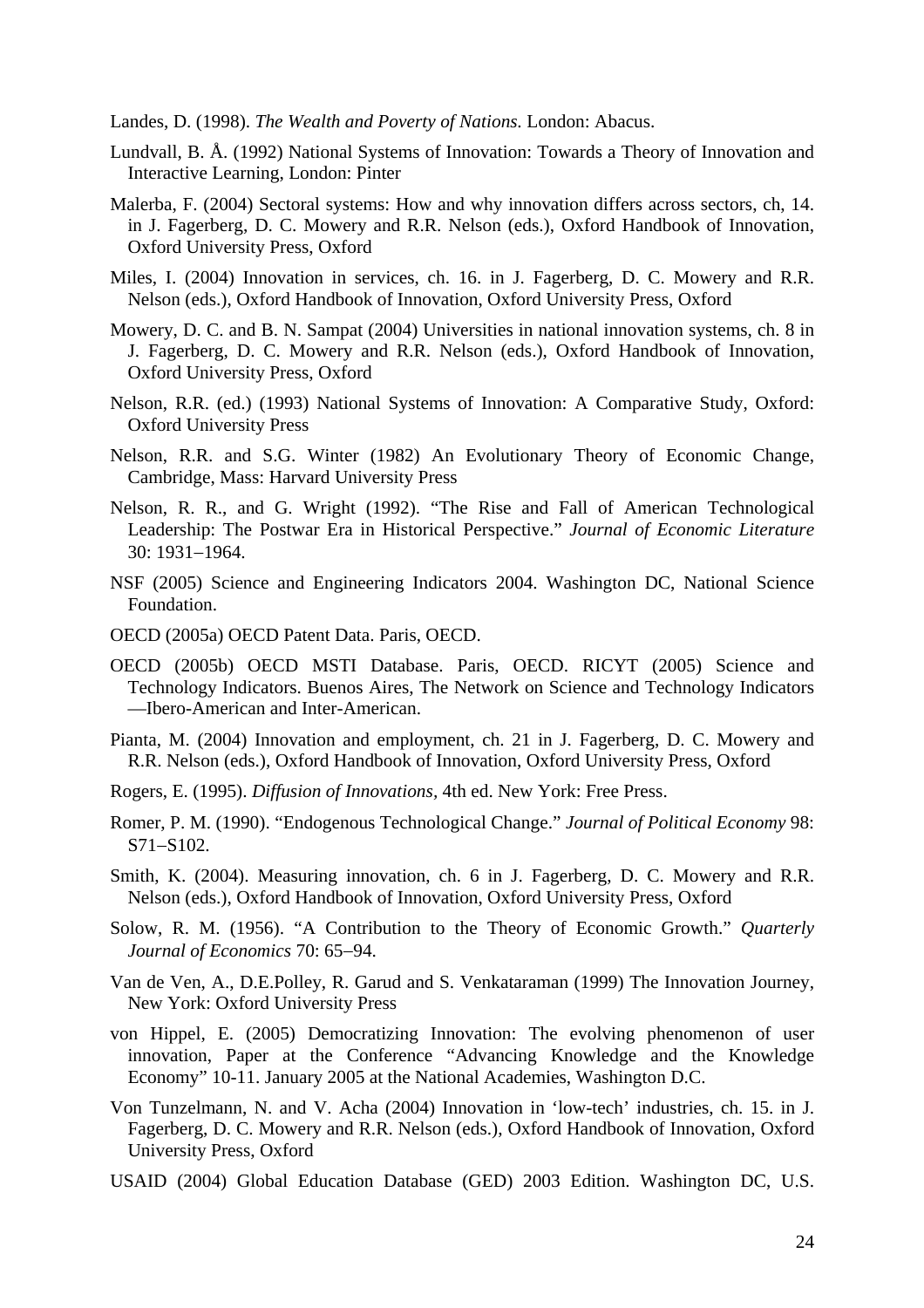Landes, D. (1998). *The Wealth and Poverty of Nations*. London: Abacus.

Lundvall, B. Å. (1992) National Systems of Innovation: Towards a Theory of Innovation and Interactive Learning, London: Pinter

Malerba, F. (2004) Sectoral systems: How and why innovation differs across sectors, ch, 14. in J. Fagerberg, D. C. Mowery and R.R. Nelson (eds.), Oxford Handbook of Innovation, Oxford University Press, Oxford

Miles, I. (2004) Innovation in services, ch. 16. in J. Fagerberg, D. C. Mowery and R.R. Nelson (eds.), Oxford Handbook of Innovation, Oxford University Press, Oxford

Mowery, D. C. and B. N. Sampat (2004) Universities in national innovation systems, ch. 8 in J. Fagerberg, D. C. Mowery and R.R. Nelson (eds.), Oxford Handbook of Innovation, Oxford University Press, Oxford

Nelson, R.R. (ed.) (1993) National Systems of Innovation: A Comparative Study, Oxford: Oxford University Press

Nelson, R.R. and S.G. Winter (1982) An Evolutionary Theory of Economic Change, Cambridge, Mass: Harvard University Press

Nelson, R. R., and G. Wright (1992). "The Rise and Fall of American Technological Leadership: The Postwar Era in Historical Perspective." *Journal of Economic Literature* 30: 1931–1964.

NSF (2005) Science and Engineering Indicators 2004. Washington DC, National Science Foundation.

OECD (2005a) OECD Patent Data. Paris, OECD.

OECD (2005b) OECD MSTI Database. Paris, OECD. RICYT (2005) Science and Technology Indicators. Buenos Aires, The Network on Science and Technology Indicators —Ibero-American and Inter-American.

Pianta, M. (2004) Innovation and employment, ch. 21 in J. Fagerberg, D. C. Mowery and R.R. Nelson (eds.), Oxford Handbook of Innovation, Oxford University Press, Oxford

Rogers, E. (1995). *Diffusion of Innovations*, 4th ed. New York: Free Press.

Romer, P. M. (1990). "Endogenous Technological Change." *Journal of Political Economy* 98: S71–S102.

Smith, K. (2004). Measuring innovation, ch. 6 in J. Fagerberg, D. C. Mowery and R.R. Nelson (eds.), Oxford Handbook of Innovation, Oxford University Press, Oxford

Solow, R. M. (1956). "A Contribution to the Theory of Economic Growth." *Quarterly Journal of Economics* 70: 65–94.

Van de Ven, A., D.E.Polley, R. Garud and S. Venkataraman (1999) The Innovation Journey, New York: Oxford University Press

von Hippel, E. (2005) Democratizing Innovation: The evolving phenomenon of user innovation, Paper at the Conference "Advancing Knowledge and the Knowledge Economy" 10-11. January 2005 at the National Academies, Washington D.C.

Von Tunzelmann, N. and V. Acha (2004) Innovation in 'low-tech' industries, ch. 15. in J. Fagerberg, D. C. Mowery and R.R. Nelson (eds.), Oxford Handbook of Innovation, Oxford University Press, Oxford

USAID (2004) Global Education Database (GED) 2003 Edition. Washington DC, U.S.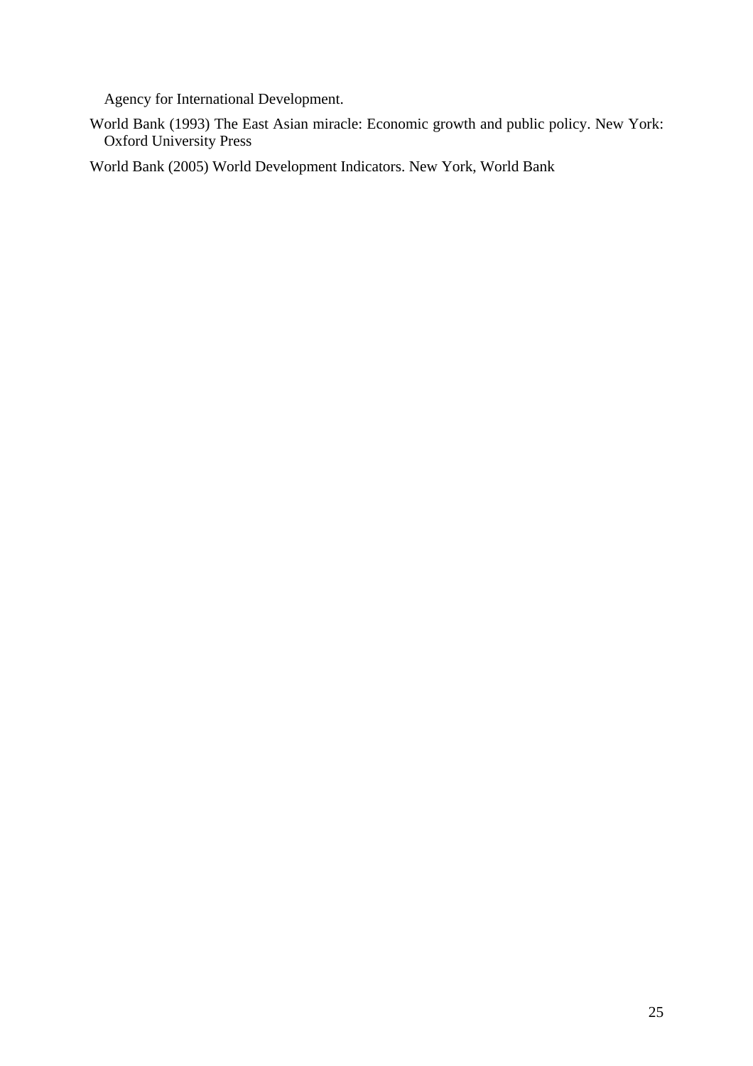Agency for International Development.

World Bank (1993) The East Asian miracle: Economic growth and public policy. New York: Oxford University Press

World Bank (2005) World Development Indicators. New York, World Bank